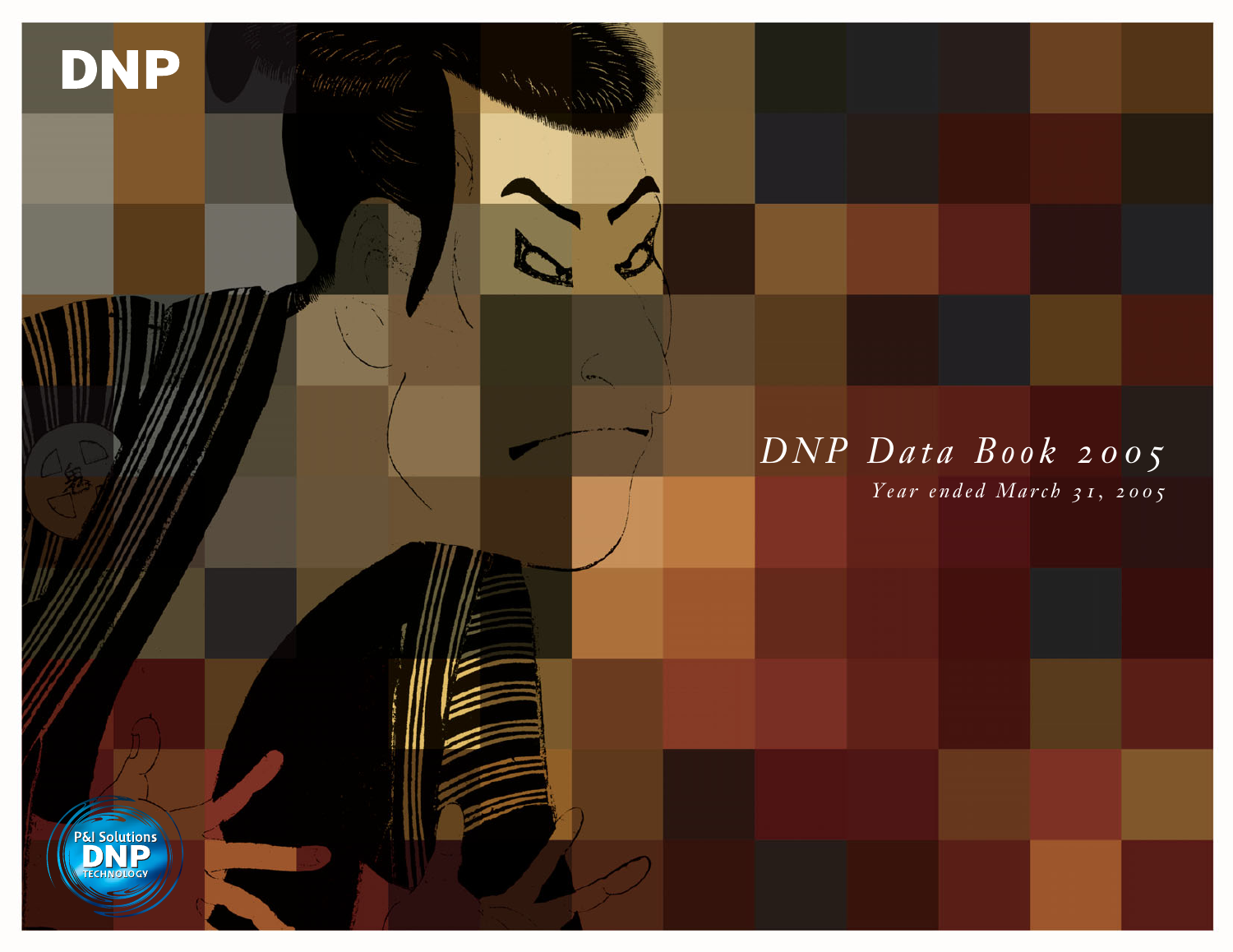DNP

# *DNP Data Book 2005*

*Year ended March 31, 2005*

P&I Solutions DNP TECHNOLOGY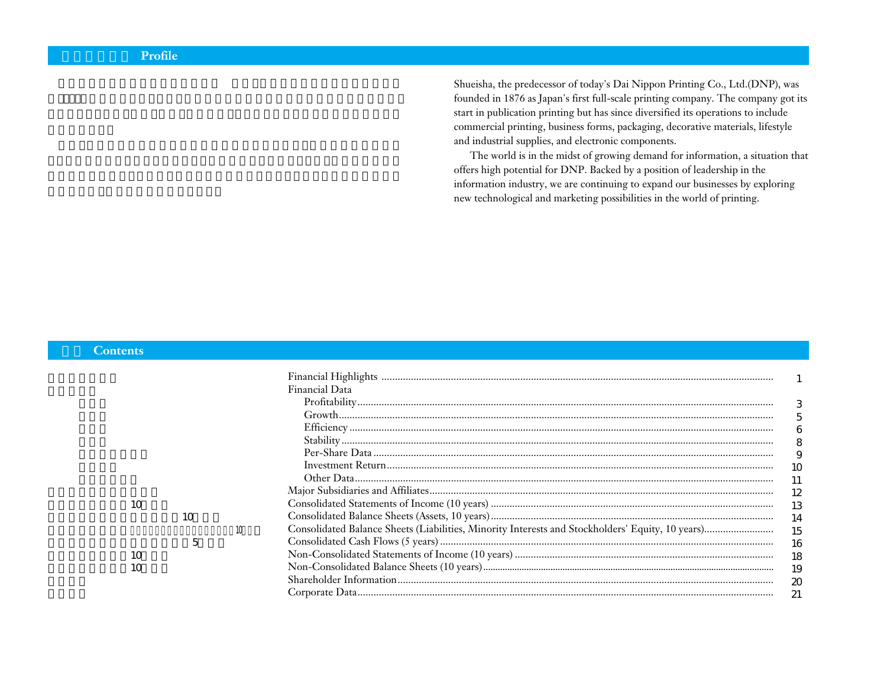## Profile

Shueisha, the predecessor of today's Dai Nippon Printing Co., Ltd.(DNP), was founded in 1876 as Japan's first full-scale printing company. The company got its start in publication printing but has since diversified its operations to include commercial printing, business forms, packaging, decorative materials, lifestyle and industrial supplies, and electronic components.

The world is in the midst of growing demand for information, a situation that offers high potential for DNP. Backed by a position of leadership in the information industry, we are continuing to expand our businesses by exploring new technological and marketing possibilities in the world of printing.

## Contents

| | |
|---|---|
| Financial Highlights | 1 |
| Financial Data | |
| Profitability | 3 |
| Growth | 5 |
| Efficiency | 6 |
| Stability | 8 |
| Per-Share Data | 9 |
| Investment Return | 10 |
| Other Data | 11 |
| Major Subsidiaries and Affiliates | 12 |
| Consolidated Statements of Income (10 years) | 13 |
| Consolidated Balance Sheets (Assets, 10 years) | 14 |
| Consolidated Balance Sheets (Liabilities, Minority Interests and Stockholders' Equity, 10 years) | 15 |
| Consolidated Cash Flows (5 years) | 16 |
| Non-Consolidated Statements of Income (10 years) | 18 |
| Non-Consolidated Balance Sheets (10 years) | 19 |
| Shareholder Information | 20 |
| Corporate Data | 21 |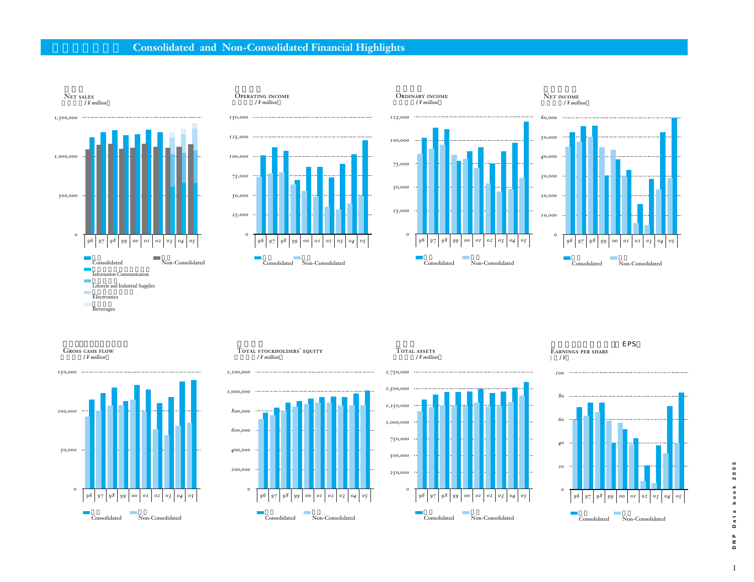# Consolidated and Non-Consolidated Financial Highlights

## Net sales
(¥ million)

Axis: 0, 500,000, 1,000,000, 1,500,000

Years: 96, 97, 98, 99, 00, 01, 02, 03, 04, 05

- Consolidated
- Non-Consolidated
- Information Communication
- Lifestyle and Industrial Supplies
- Electronics
- Beverages

## Operating income
(¥ million)

Axis: 0, 25,000, 50,000, 75,000, 100,000, 125,000, 150,000

Years: 96, 97, 98, 99, 00, 01, 02, 03, 04, 05

- Consolidated
- Non-Consolidated

## Ordinary income
(¥ million)

Axis: 0, 25,000, 50,000, 75,000, 100,000, 125,000

Years: 96, 97, 98, 99, 00, 01, 02, 03, 04, 05

- Consolidated
- Non-Consolidated

## Net income
(¥ million)

Axis: 0, 10,000, 20,000, 30,000, 40,000, 50,000, 60,000

Years: 96, 97, 98, 99, 00, 01, 02, 03, 04, 05

- Consolidated
- Non-Consolidated

## Gross cash flow
(¥ million)

Axis: 0, 50,000, 100,000, 150,000

Years: 96, 97, 98, 99, 00, 01, 02, 03, 04, 05

- Consolidated
- Non-Consolidated

## Total stockholders' equity
(¥ million)

Axis: 0, 200,000, 400,000, 600,000, 800,000, 1,000,000, 1,200,000

Years: 96, 97, 98, 99, 00, 01, 02, 03, 04, 05

- Consolidated
- Non-Consolidated

## Total assets
(¥ million)

Axis: 0, 250,000, 500,000, 750,000, 1,000,000, 1,250,000, 1,500,000, 1,750,000

Years: 96, 97, 98, 99, 00, 01, 02, 03, 04, 05

- Consolidated
- Non-Consolidated

## Earnings per share (EPS)
(¥)

Axis: 0, 20, 40, 60, 80, 100

Years: 96, 97, 98, 99, 00, 01, 02, 03, 04, 05

- Consolidated
- Non-Consolidated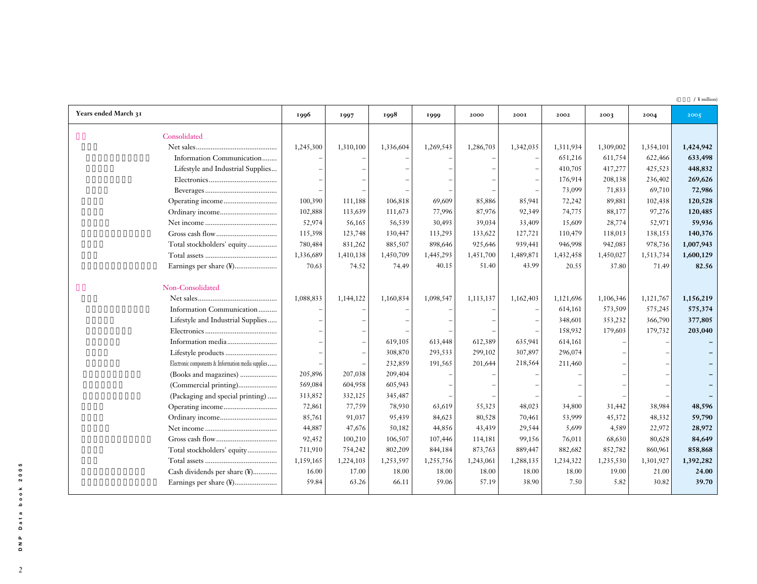(¥ million)

| Years ended March 31 | 1996 | 1997 | 1998 | 1999 | 2000 | 2001 | 2002 | 2003 | 2004 | 2005 |
|---|---|---|---|---|---|---|---|---|---|---|
| **Consolidated** | | | | | | | | | | |
| Net sales | 1,245,300 | 1,310,100 | 1,336,604 | 1,269,543 | 1,286,703 | 1,342,035 | 1,311,934 | 1,309,002 | 1,354,101 | **1,424,942** |
| Information Communication | – | – | – | – | – | – | 651,216 | 611,754 | 622,466 | **633,498** |
| Lifestyle and Industrial Supplies | – | – | – | – | – | – | 410,705 | 417,277 | 425,523 | **448,832** |
| Electronics | – | – | – | – | – | – | 176,914 | 208,138 | 236,402 | **269,626** |
| Beverages | – | – | – | – | – | – | 73,099 | 71,833 | 69,710 | **72,986** |
| Operating income | 100,390 | 111,188 | 106,818 | 69,609 | 85,886 | 85,941 | 72,242 | 89,881 | 102,438 | **120,528** |
| Ordinary income | 102,888 | 113,639 | 111,673 | 77,996 | 87,976 | 92,349 | 74,775 | 88,177 | 97,276 | **120,485** |
| Net income | 52,974 | 56,165 | 56,539 | 30,493 | 39,034 | 33,409 | 15,609 | 28,774 | 52,971 | **59,936** |
| Gross cash flow | 115,398 | 123,748 | 130,447 | 113,293 | 133,622 | 127,721 | 110,479 | 118,013 | 138,153 | **140,376** |
| Total stockholders' equity | 780,484 | 831,262 | 885,507 | 898,646 | 925,646 | 939,441 | 946,998 | 942,083 | 978,736 | **1,007,943** |
| Total assets | 1,336,689 | 1,410,138 | 1,450,709 | 1,445,293 | 1,451,700 | 1,489,871 | 1,432,458 | 1,450,027 | 1,513,734 | **1,600,129** |
| Earnings per share (¥) | 70.63 | 74.52 | 74.49 | 40.15 | 51.40 | 43.99 | 20.55 | 37.80 | 71.49 | **82.56** |
| **Non-Consolidated** | | | | | | | | | | |
| Net sales | 1,088,833 | 1,144,122 | 1,160,834 | 1,098,547 | 1,113,137 | 1,162,403 | 1,121,696 | 1,106,346 | 1,121,767 | **1,156,219** |
| Information Communication | – | – | – | – | – | – | 614,161 | 573,509 | 575,245 | **575,374** |
| Lifestyle and Industrial Supplies | – | – | – | – | – | – | 348,601 | 353,232 | 366,790 | **377,805** |
| Electronics | – | – | – | – | – | – | 158,932 | 179,603 | 179,732 | **203,040** |
| Information media | – | – | 619,105 | 613,448 | 612,389 | 635,941 | 614,161 | – | – | **–** |
| Lifestyle products | – | – | 308,870 | 293,533 | 299,102 | 307,897 | 296,074 | – | – | **–** |
| Electronic components & Information media supplies | – | – | 232,859 | 191,565 | 201,644 | 218,564 | 211,460 | – | – | **–** |
| (Books and magazines) | 205,896 | 207,038 | 209,404 | – | – | – | – | – | – | **–** |
| (Commercial printing) | 569,084 | 604,958 | 605,943 | – | – | – | – | – | – | **–** |
| (Packaging and special printing) | 313,852 | 332,125 | 345,487 | – | – | – | – | – | – | **–** |
| Operating income | 72,861 | 77,759 | 78,930 | 63,619 | 55,323 | 48,023 | 34,800 | 31,442 | 38,984 | **48,596** |
| Ordinary income | 85,761 | 91,037 | 95,439 | 84,623 | 80,528 | 70,461 | 53,999 | 45,372 | 48,332 | **59,790** |
| Net income | 44,887 | 47,676 | 50,182 | 44,856 | 43,439 | 29,544 | 5,699 | 4,589 | 22,972 | **28,972** |
| Gross cash flow | 92,452 | 100,210 | 106,507 | 107,446 | 114,181 | 99,156 | 76,011 | 68,630 | 80,628 | **84,649** |
| Total stockholders' equity | 711,910 | 754,242 | 802,209 | 844,184 | 873,763 | 889,447 | 882,682 | 852,782 | 860,961 | **858,868** |
| Total assets | 1,159,165 | 1,224,103 | 1,253,597 | 1,255,756 | 1,243,061 | 1,288,135 | 1,234,322 | 1,235,530 | 1,301,927 | **1,392,282** |
| Cash dividends per share (¥) | 16.00 | 17.00 | 18.00 | 18.00 | 18.00 | 18.00 | 18.00 | 19.00 | 21.00 | **24.00** |
| Earnings per share (¥) | 59.84 | 63.26 | 66.11 | 59.06 | 57.19 | 38.90 | 7.50 | 5.82 | 30.82 | **39.70** |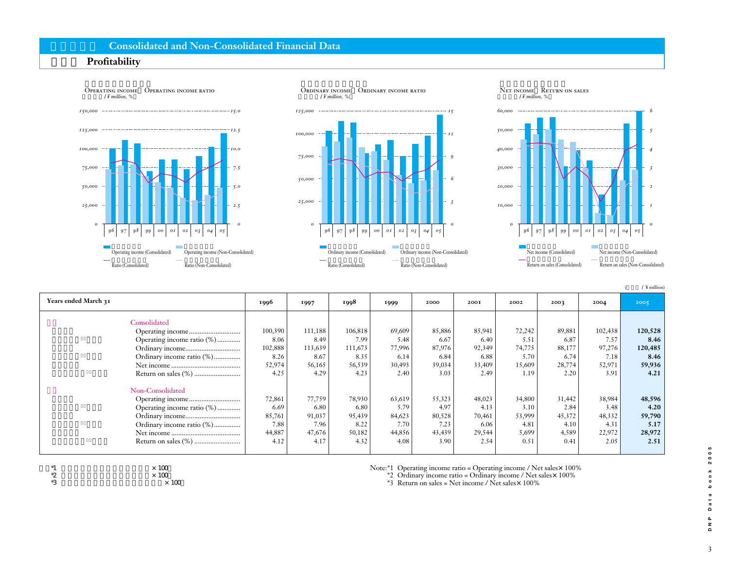# Consolidated and Non-Consolidated Financial Data

## Profitability

Operating income / Operating income ratio (/¥ million, %)

Ordinary income / Ordinary income ratio (/¥ million, %)

Net income / Return on sales (/¥ million, %)

(/ ¥ million)

| Years ended March 31 | 1996 | 1997 | 1998 | 1999 | 2000 | 2001 | 2002 | 2003 | 2004 | 2005 |
|---|---|---|---|---|---|---|---|---|---|---|
| **Consolidated** | | | | | | | | | | |
| Operating income | 100,390 | 111,188 | 106,818 | 69,609 | 85,886 | 85,941 | 72,242 | 89,881 | 102,438 | **120,528** |
| Operating income ratio (%) | 8.06 | 8.49 | 7.99 | 5.48 | 6.67 | 6.40 | 5.51 | 6.87 | 7.57 | **8.46** |
| Ordinary income | 102,888 | 113,639 | 111,673 | 77,996 | 87,976 | 92,349 | 74,775 | 88,177 | 97,276 | **120,485** |
| Ordinary income ratio (%) | 8.26 | 8.67 | 8.35 | 6.14 | 6.84 | 6.88 | 5.70 | 6.74 | 7.18 | **8.46** |
| Net income | 52,974 | 56,165 | 56,539 | 30,493 | 39,034 | 33,409 | 15,609 | 28,774 | 52,971 | **59,936** |
| Return on sales (%) | 4.25 | 4.29 | 4.23 | 2.40 | 3.03 | 2.49 | 1.19 | 2.20 | 3.91 | **4.21** |
| **Non-Consolidated** | | | | | | | | | | |
| Operating income | 72,861 | 77,759 | 78,930 | 63,619 | 55,323 | 48,023 | 34,800 | 31,442 | 38,984 | **48,596** |
| Operating income ratio (%) | 6.69 | 6.80 | 6.80 | 5.79 | 4.97 | 4.13 | 3.10 | 2.84 | 3.48 | **4.20** |
| Ordinary income | 85,761 | 91,037 | 95,439 | 84,623 | 80,528 | 70,461 | 53,999 | 45,372 | 48,332 | **59,790** |
| Ordinary income ratio (%) | 7.88 | 7.96 | 8.22 | 7.70 | 7.23 | 6.06 | 4.81 | 4.10 | 4.31 | **5.17** |
| Net income | 44,887 | 47,676 | 50,182 | 44,856 | 43,439 | 29,544 | 5,699 | 4,589 | 22,972 | **28,972** |
| Return on sales (%) | 4.12 | 4.17 | 4.32 | 4.08 | 3.90 | 2.54 | 0.51 | 0.41 | 2.05 | **2.51** |

Note: *1 Operating income ratio = Operating income / Net sales × 100%
*2 Ordinary income ratio = Ordinary income / Net sales × 100%
*3 Return on sales = Net income / Net sales × 100%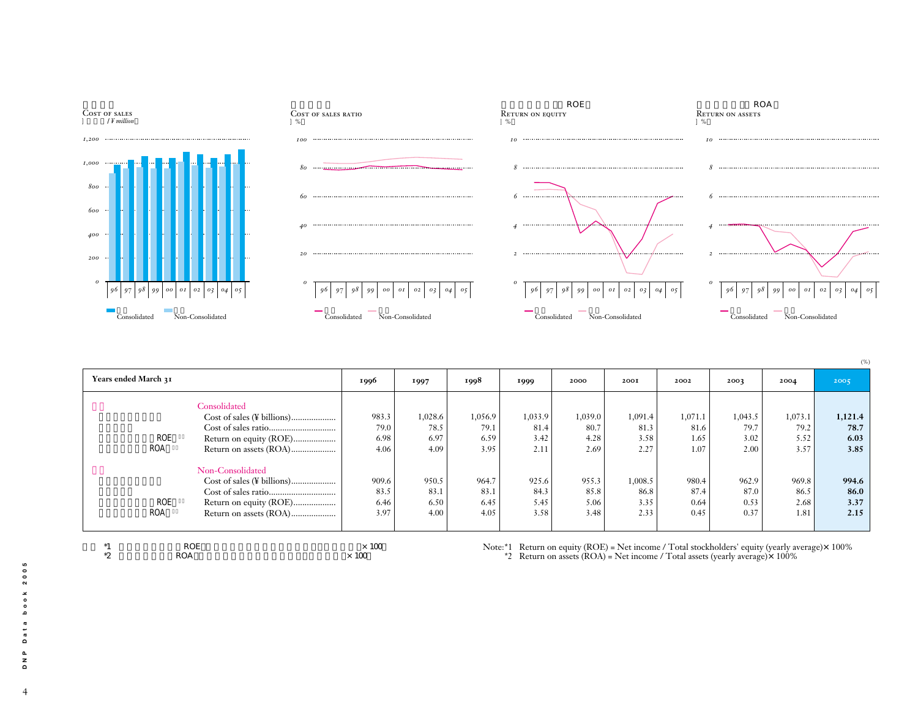## Cost of sales
(¥ million)

## Cost of sales ratio
(%)

## Return on equity (ROE)
(%)

## Return on assets (ROA)
(%)

(%)

| Years ended March 31 | 1996 | 1997 | 1998 | 1999 | 2000 | 2001 | 2002 | 2003 | 2004 | 2005 |
|---|---|---|---|---|---|---|---|---|---|---|
| **Consolidated** | | | | | | | | | | |
| Cost of sales (¥ billions) | 983.3 | 1,028.6 | 1,056.9 | 1,033.9 | 1,039.0 | 1,091.4 | 1,071.1 | 1,043.5 | 1,073.1 | **1,121.4** |
| Cost of sales ratio | 79.0 | 78.5 | 79.1 | 81.4 | 80.7 | 81.3 | 81.6 | 79.7 | 79.2 | **78.7** |
| Return on equity (ROE) | 6.98 | 6.97 | 6.59 | 3.42 | 4.28 | 3.58 | 1.65 | 3.02 | 5.52 | **6.03** |
| Return on assets (ROA) | 4.06 | 4.09 | 3.95 | 2.11 | 2.69 | 2.27 | 1.07 | 2.00 | 3.57 | **3.85** |
| **Non-Consolidated** | | | | | | | | | | |
| Cost of sales (¥ billions) | 909.6 | 950.5 | 964.7 | 925.6 | 955.3 | 1,008.5 | 980.4 | 962.9 | 969.8 | **994.6** |
| Cost of sales ratio | 83.5 | 83.1 | 83.1 | 84.3 | 85.8 | 86.8 | 87.4 | 87.0 | 86.5 | **86.0** |
| Return on equity (ROE) | 6.46 | 6.50 | 6.45 | 5.45 | 5.06 | 3.35 | 0.64 | 0.53 | 2.68 | **3.37** |
| Return on assets (ROA) | 3.97 | 4.00 | 4.05 | 3.58 | 3.48 | 2.33 | 0.45 | 0.37 | 1.81 | **2.15** |

Note: *1 Return on equity (ROE) = Net income / Total stockholders' equity (yearly average)× 100%
*2 Return on assets (ROA) = Net income / Total assets (yearly average)× 100%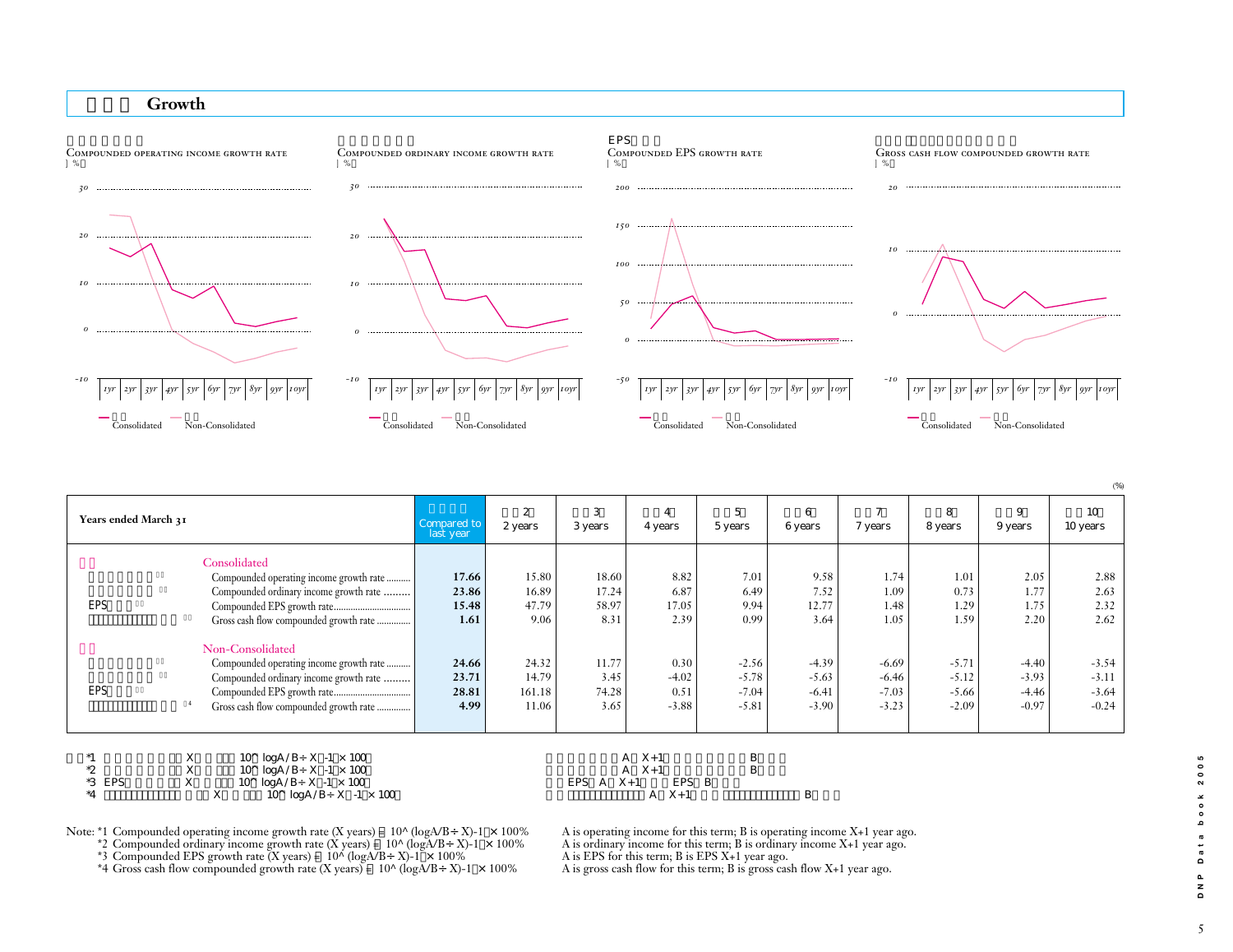# Growth

Compounded operating income growth rate (%)

Compounded ordinary income growth rate (%)

Compounded EPS growth rate (%)

Gross cash flow compounded growth rate (%)

Consolidated / Non-Consolidated

(%)

| Years ended March 31 | Compared to last year | 2 years | 3 years | 4 years | 5 years | 6 years | 7 years | 8 years | 9 years | 10 years |
|---|---|---|---|---|---|---|---|---|---|---|
| **Consolidated** | | | | | | | | | | |
| Compounded operating income growth rate *1 | **17.66** | 15.80 | 18.60 | 8.82 | 7.01 | 9.58 | 1.74 | 1.01 | 2.05 | 2.88 |
| Compounded ordinary income growth rate *2 | **23.86** | 16.89 | 17.24 | 6.87 | 6.49 | 7.52 | 1.09 | 0.73 | 1.77 | 2.63 |
| Compounded EPS growth rate *3 | **15.48** | 47.79 | 58.97 | 17.05 | 9.94 | 12.77 | 1.48 | 1.29 | 1.75 | 2.32 |
| Gross cash flow compounded growth rate *4 | **1.61** | 9.06 | 8.31 | 2.39 | 0.99 | 3.64 | 1.05 | 1.59 | 2.20 | 2.62 |
| **Non-Consolidated** | | | | | | | | | | |
| Compounded operating income growth rate *1 | **24.66** | 24.32 | 11.77 | 0.30 | -2.56 | -4.39 | -6.69 | -5.71 | -4.40 | -3.54 |
| Compounded ordinary income growth rate *2 | **23.71** | 14.79 | 3.45 | -4.02 | -5.78 | -5.63 | -6.46 | -5.12 | -3.93 | -3.11 |
| Compounded EPS growth rate *3 | **28.81** | 161.18 | 74.28 | 0.51 | -7.04 | -6.41 | -7.03 | -5.66 | -4.46 | -3.64 |
| Gross cash flow compounded growth rate *4 | **4.99** | 11.06 | 3.65 | -3.88 | -5.81 | -3.90 | -3.23 | -2.09 | -0.97 | -0.24 |

Note: *1 Compounded operating income growth rate (X years) = (10^ (logA/B ÷ X)-1) × 100% — A is operating income for this term; B is operating income X+1 year ago.
*2 Compounded ordinary income growth rate (X years) = (10^ (logA/B ÷ X)-1) × 100% — A is ordinary income for this term; B is ordinary income X+1 year ago.
*3 Compounded EPS growth rate (X years) = (10^ (logA/B ÷ X)-1) × 100% — A is EPS for this term; B is EPS X+1 year ago.
*4 Gross cash flow compounded growth rate (X years) = (10^ (logA/B ÷ X)-1) × 100% — A is gross cash flow for this term; B is gross cash flow X+1 year ago.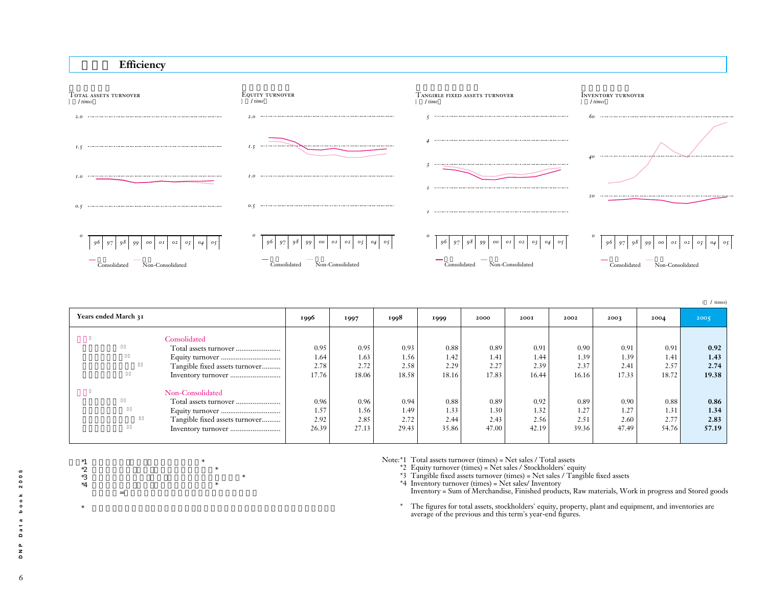# Efficiency

**Total assets turnover** (times)

**Equity turnover** (time)

**Tangible fixed assets turnover** (time)

**Inventory turnover** (times)

— Consolidated — Non-Consolidated

(times)

| Years ended March 31 | 1996 | 1997 | 1998 | 1999 | 2000 | 2001 | 2002 | 2003 | 2004 | 2005 |
|---|---|---|---|---|---|---|---|---|---|---|
| **Consolidated** | | | | | | | | | | |
| Total assets turnover | 0.95 | 0.95 | 0.93 | 0.88 | 0.89 | 0.91 | 0.90 | 0.91 | 0.91 | **0.92** |
| Equity turnover | 1.64 | 1.63 | 1.56 | 1.42 | 1.41 | 1.44 | 1.39 | 1.39 | 1.41 | **1.43** |
| Tangible fixed assets turnover | 2.78 | 2.72 | 2.58 | 2.29 | 2.27 | 2.39 | 2.37 | 2.41 | 2.57 | **2.74** |
| Inventory turnover | 17.76 | 18.06 | 18.58 | 18.16 | 17.83 | 16.44 | 16.16 | 17.33 | 18.72 | **19.38** |
| **Non-Consolidated** | | | | | | | | | | |
| Total assets turnover | 0.96 | 0.96 | 0.94 | 0.88 | 0.89 | 0.92 | 0.89 | 0.90 | 0.88 | **0.86** |
| Equity turnover | 1.57 | 1.56 | 1.49 | 1.33 | 1.30 | 1.32 | 1.27 | 1.27 | 1.31 | **1.34** |
| Tangible fixed assets turnover | 2.92 | 2.85 | 2.72 | 2.44 | 2.43 | 2.56 | 2.51 | 2.60 | 2.77 | **2.83** |
| Inventory turnover | 26.39 | 27.13 | 29.43 | 35.86 | 47.00 | 42.19 | 39.36 | 47.49 | 54.76 | **57.19** |

Note:*1 Total assets turnover (times) = Net sales / Total assets
*2 Equity turnover (times) = Net sales / Stockholders' equity
*3 Tangible fixed assets turnover (times) = Net sales / Tangible fixed assets
*4 Inventory turnover (times) = Net sales/ Inventory
Inventory = Sum of Merchandise, Finished products, Raw materials, Work in progress and Stored goods

\* The figures for total assets, stockholders' equity, property, plant and equipment, and inventories are average of the previous and this term's year-end figures.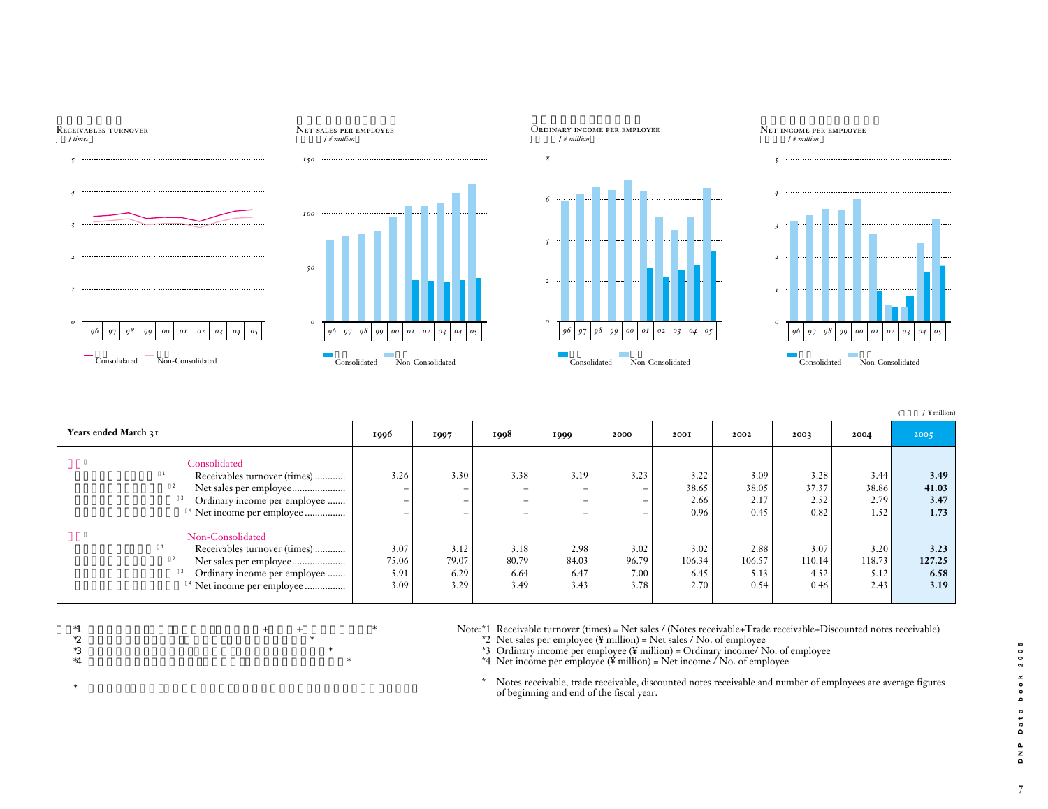**Receivables turnover** (times)

**Net sales per employee** (¥ million)

**Ordinary income per employee** (¥ million)

**Net income per employee** (¥ million)

(¥ million)

| Years ended March 31 | 1996 | 1997 | 1998 | 1999 | 2000 | 2001 | 2002 | 2003 | 2004 | 2005 |
|---|---|---|---|---|---|---|---|---|---|---|
| **Consolidated** | | | | | | | | | | |
| Receivables turnover (times) *1 | 3.26 | 3.30 | 3.38 | 3.19 | 3.23 | 3.22 | 3.09 | 3.28 | 3.44 | **3.49** |
| Net sales per employee *2 | – | – | – | – | – | 38.65 | 38.05 | 37.37 | 38.86 | **41.03** |
| Ordinary income per employee *3 | – | – | – | – | – | 2.66 | 2.17 | 2.52 | 2.79 | **3.47** |
| Net income per employee *4 | – | – | – | – | – | 0.96 | 0.45 | 0.82 | 1.52 | **1.73** |
| **Non-Consolidated** | | | | | | | | | | |
| Receivables turnover (times) *1 | 3.07 | 3.12 | 3.18 | 2.98 | 3.02 | 3.02 | 2.88 | 3.07 | 3.20 | **3.23** |
| Net sales per employee *2 | 75.06 | 79.07 | 80.79 | 84.03 | 96.79 | 106.34 | 106.57 | 110.14 | 118.73 | **127.25** |
| Ordinary income per employee *3 | 5.91 | 6.29 | 6.64 | 6.47 | 7.00 | 6.45 | 5.13 | 4.52 | 5.12 | **6.58** |
| Net income per employee *4 | 3.09 | 3.29 | 3.49 | 3.43 | 3.78 | 2.70 | 0.54 | 0.46 | 2.43 | **3.19** |

Note:*1 Receivable turnover (times) = Net sales / (Notes receivable+Trade receivable+Discounted notes receivable)
*2 Net sales per employee (¥ million) = Net sales / No. of employee
*3 Ordinary income per employee (¥ million) = Ordinary income/ No. of employee
*4 Net income per employee (¥ million) = Net income / No. of employee

\* Notes receivable, trade receivable, discounted notes receivable and number of employees are average figures of beginning and end of the fiscal year.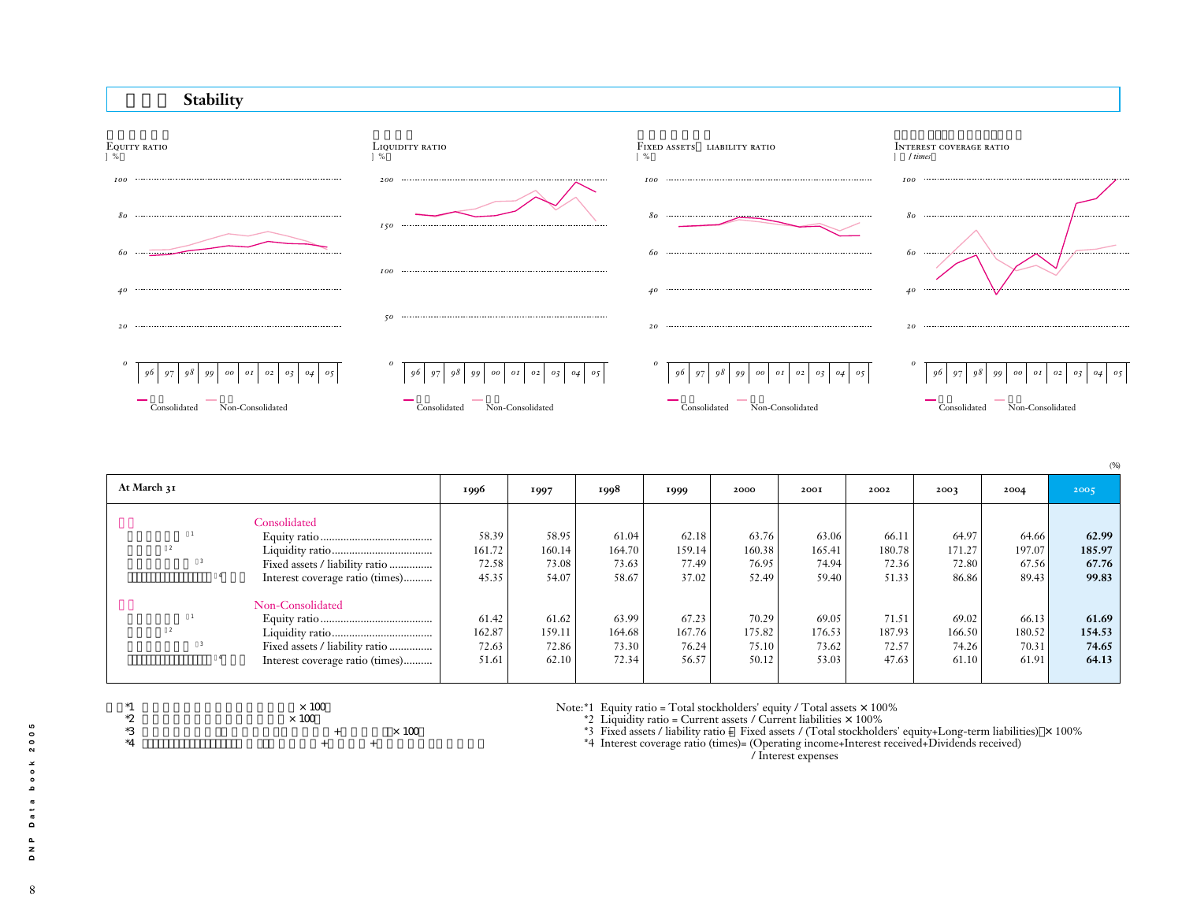## Stability

**Equity ratio** (%)

**Liquidity ratio** (%)

**Fixed assets / liability ratio** (%)

**Interest coverage ratio** (times)

Consolidated / Non-Consolidated

(%)

| At March 31 | | 1996 | 1997 | 1998 | 1999 | 2000 | 2001 | 2002 | 2003 | 2004 | 2005 |
|---|---|---|---|---|---|---|---|---|---|---|---|
| Consolidated | | | | | | | | | | | |
| *1 | Equity ratio | 58.39 | 58.95 | 61.04 | 62.18 | 63.76 | 63.06 | 66.11 | 64.97 | 64.66 | **62.99** |
| *2 | Liquidity ratio | 161.72 | 160.14 | 164.70 | 159.14 | 160.38 | 165.41 | 180.78 | 171.27 | 197.07 | **185.97** |
| *3 | Fixed assets / liability ratio | 72.58 | 73.08 | 73.63 | 77.49 | 76.95 | 74.94 | 72.36 | 72.80 | 67.56 | **67.76** |
| *4 | Interest coverage ratio (times) | 45.35 | 54.07 | 58.67 | 37.02 | 52.49 | 59.40 | 51.33 | 86.86 | 89.43 | **99.83** |
| Non-Consolidated | | | | | | | | | | | |
| *1 | Equity ratio | 61.42 | 61.62 | 63.99 | 67.23 | 70.29 | 69.05 | 71.51 | 69.02 | 66.13 | **61.69** |
| *2 | Liquidity ratio | 162.87 | 159.11 | 164.68 | 167.76 | 175.82 | 176.53 | 187.93 | 166.50 | 180.52 | **154.53** |
| *3 | Fixed assets / liability ratio | 72.63 | 72.86 | 73.30 | 76.24 | 75.10 | 73.62 | 72.57 | 74.26 | 70.31 | **74.65** |
| *4 | Interest coverage ratio (times) | 51.61 | 62.10 | 72.34 | 56.57 | 50.12 | 53.03 | 47.63 | 61.10 | 61.91 | **64.13** |

Note: *1 Equity ratio = Total stockholders' equity / Total assets × 100%
*2 Liquidity ratio = Current assets / Current liabilities × 100%
*3 Fixed assets / liability ratio = Fixed assets / (Total stockholders' equity+Long-term liabilities) × 100%
*4 Interest coverage ratio (times)= (Operating income+Interest received+Dividends received) / Interest expenses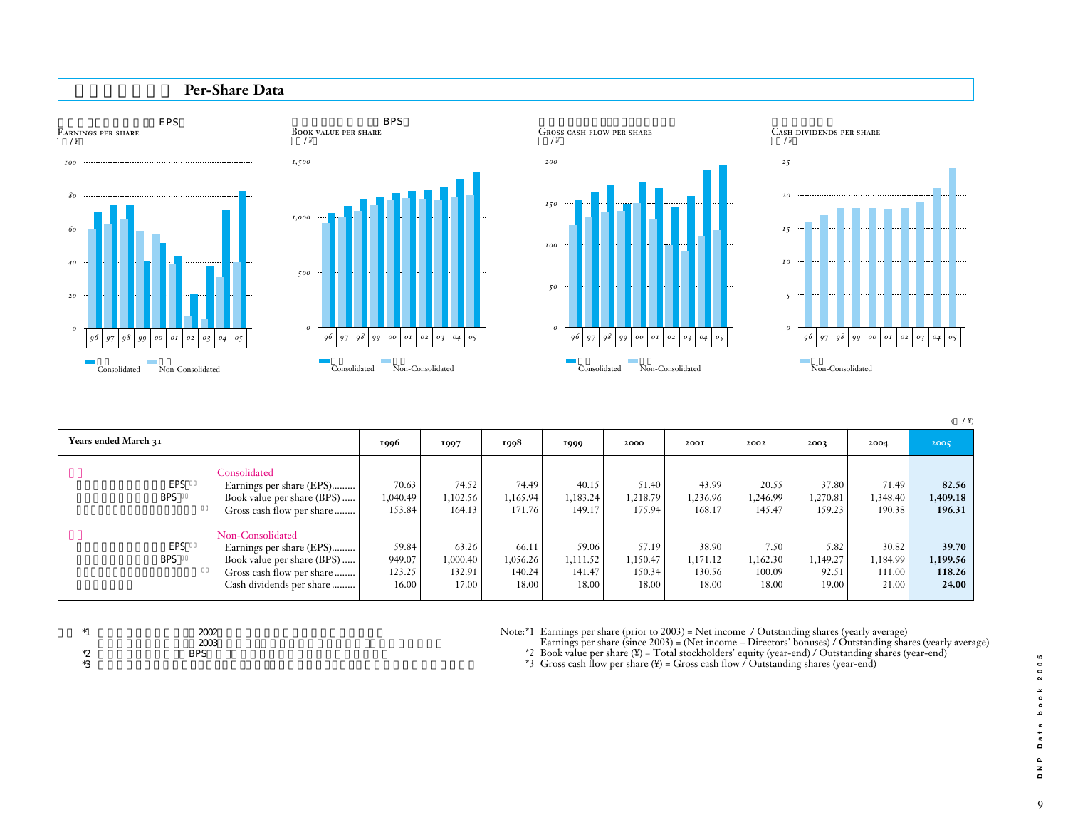## Per-Share Data

EPS
Earnings per share
(¥)

BPS
Book value per share
(¥)

Gross cash flow per share
(¥)

Cash dividends per share
(¥)

Consolidated　Non-Consolidated

(¥)

| Years ended March 31 | 1996 | 1997 | 1998 | 1999 | 2000 | 2001 | 2002 | 2003 | 2004 | 2005 |
|---|---|---|---|---|---|---|---|---|---|---|
| **Consolidated** | | | | | | | | | | |
| EPS *1 Earnings per share (EPS) | 70.63 | 74.52 | 74.49 | 40.15 | 51.40 | 43.99 | 20.55 | 37.80 | 71.49 | **82.56** |
| BPS *2 Book value per share (BPS) | 1,040.49 | 1,102.56 | 1,165.94 | 1,183.24 | 1,218.79 | 1,236.96 | 1,246.99 | 1,270.81 | 1,348.40 | **1,409.18** |
| *3 Gross cash flow per share | 153.84 | 164.13 | 171.76 | 149.17 | 175.94 | 168.17 | 145.47 | 159.23 | 190.38 | **196.31** |
| **Non-Consolidated** | | | | | | | | | | |
| EPS *1 Earnings per share (EPS) | 59.84 | 63.26 | 66.11 | 59.06 | 57.19 | 38.90 | 7.50 | 5.82 | 30.82 | **39.70** |
| BPS *2 Book value per share (BPS) | 949.07 | 1,000.40 | 1,056.26 | 1,111.52 | 1,150.47 | 1,171.12 | 1,162.30 | 1,149.27 | 1,184.99 | **1,199.56** |
| *3 Gross cash flow per share | 123.25 | 132.91 | 140.24 | 141.47 | 150.34 | 130.56 | 100.09 | 92.51 | 111.00 | **118.26** |
| Cash dividends per share | 16.00 | 17.00 | 18.00 | 18.00 | 18.00 | 18.00 | 18.00 | 19.00 | 21.00 | **24.00** |

*1 2002
　 2003
*2 BPS
*3

Note: *1 Earnings per share (prior to 2003) = Net income / Outstanding shares (yearly average)
Earnings per share (since 2003) = (Net income – Directors' bonuses) / Outstanding shares (yearly average)
*2 Book value per share (¥) = Total stockholders' equity (year-end) / Outstanding shares (year-end)
*3 Gross cash flow per share (¥) = Gross cash flow / Outstanding shares (year-end)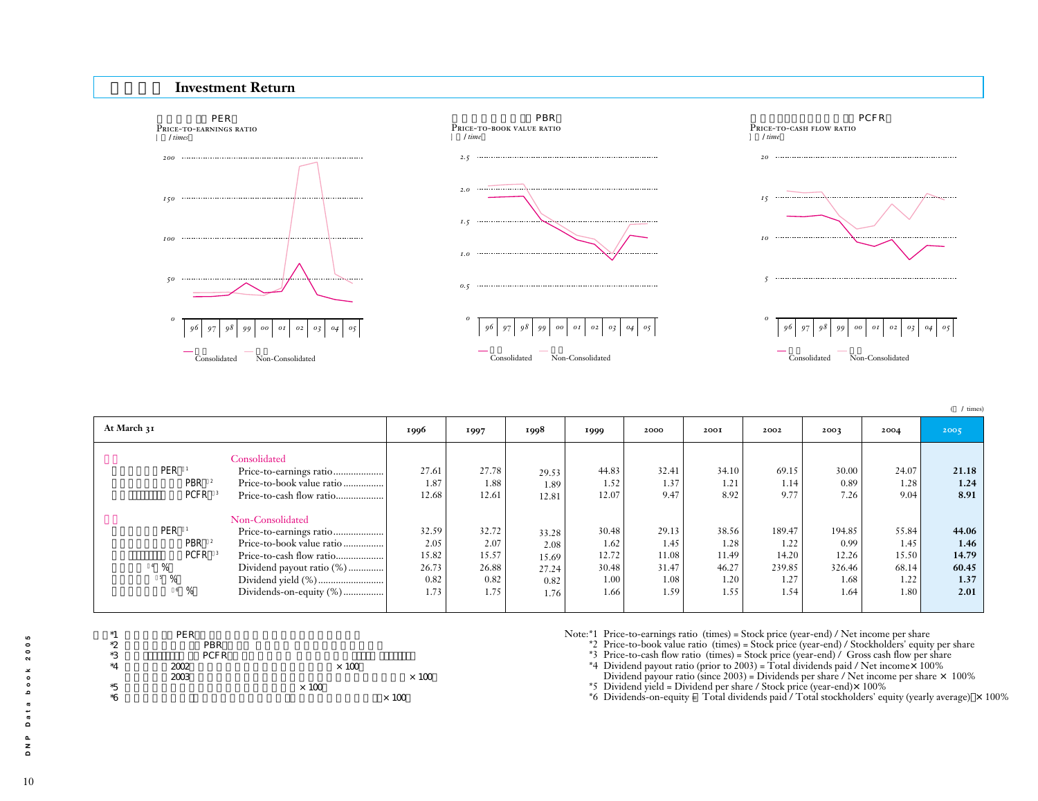# Investment Return

**PER**
Price-to-earnings ratio
(times)

**PBR**
Price-to-book value ratio
(time)

**PCFR**
Price-to-cash flow ratio
(time)

— Consolidated — Non-Consolidated

(times)

| At March 31 | | 1996 | 1997 | 1998 | 1999 | 2000 | 2001 | 2002 | 2003 | 2004 | 2005 |
|---|---|---|---|---|---|---|---|---|---|---|---|
| | Consolidated | | | | | | | | | | |
| PER*1 | Price-to-earnings ratio | 27.61 | 27.78 | 29.53 | 44.83 | 32.41 | 34.10 | 69.15 | 30.00 | 24.07 | **21.18** |
| PBR*2 | Price-to-book value ratio | 1.87 | 1.88 | 1.89 | 1.52 | 1.37 | 1.21 | 1.14 | 0.89 | 1.28 | **1.24** |
| PCFR*3 | Price-to-cash flow ratio | 12.68 | 12.61 | 12.81 | 12.07 | 9.47 | 8.92 | 9.77 | 7.26 | 9.04 | **8.91** |
| | Non-Consolidated | | | | | | | | | | |
| PER*1 | Price-to-earnings ratio | 32.59 | 32.72 | 33.28 | 30.48 | 29.13 | 38.56 | 189.47 | 194.85 | 55.84 | **44.06** |
| PBR*2 | Price-to-book value ratio | 2.05 | 2.07 | 2.08 | 1.62 | 1.45 | 1.28 | 1.22 | 0.99 | 1.45 | **1.46** |
| PCFR*3 | Price-to-cash flow ratio | 15.82 | 15.57 | 15.69 | 12.72 | 11.08 | 11.49 | 14.20 | 12.26 | 15.50 | **14.79** |
| *4 (%) | Dividend payout ratio (%) | 26.73 | 26.88 | 27.24 | 30.48 | 31.47 | 46.27 | 239.85 | 326.46 | 68.14 | **60.45** |
| *5 (%) | Dividend yield (%) | 0.82 | 0.82 | 0.82 | 1.00 | 1.08 | 1.20 | 1.27 | 1.68 | 1.22 | **1.37** |
| *6 (%) | Dividends-on-equity (%) | 1.73 | 1.75 | 1.76 | 1.66 | 1.59 | 1.55 | 1.54 | 1.64 | 1.80 | **2.01** |

Note: *1 Price-to-earnings ratio (times) = Stock price (year-end) / Net income per share
*2 Price-to-book value ratio (times) = Stock price (year-end) / Stockholders' equity per share
*3 Price-to-cash flow ratio (times) = Stock price (year-end) / Gross cash flow per share
*4 Dividend payout ratio (prior to 2003) = Total dividends paid / Net income × 100%
Dividend payour ratio (since 2003) = Dividends per share / Net income per share × 100%
*5 Dividend yield = Dividend per share / Stock price (year-end) × 100%
*6 Dividends-on-equity = Total dividends paid / Total stockholders' equity (yearly average) × 100%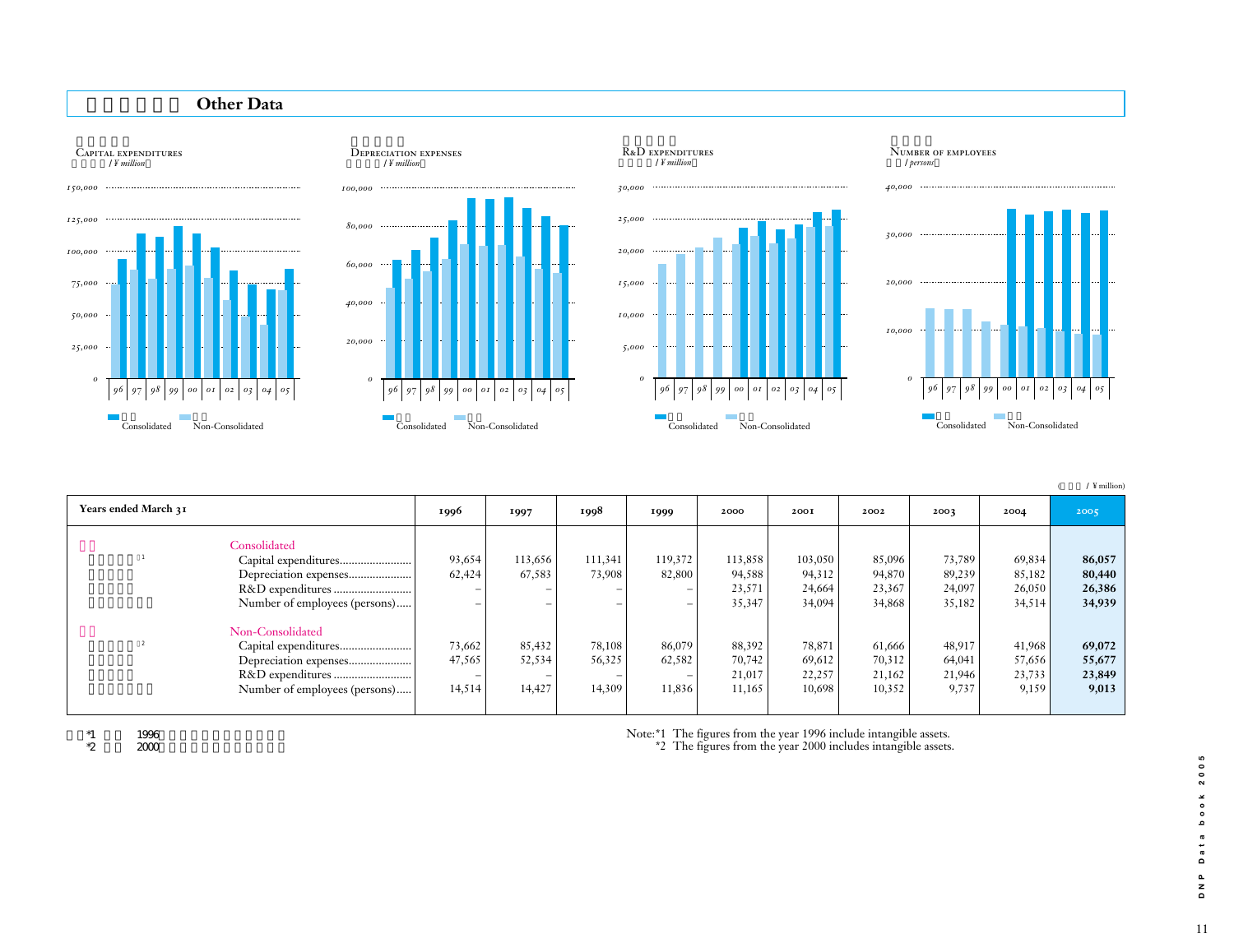# Other Data

**Capital expenditures** (¥ million)

**Depreciation expenses** (¥ million)

**R&D expenditures** (¥ million)

**Number of employees** (persons)

Consolidated / Non-Consolidated

(¥ million)

| Years ended March 31 | 1996 | 1997 | 1998 | 1999 | 2000 | 2001 | 2002 | 2003 | 2004 | 2005 |
|---|---|---|---|---|---|---|---|---|---|---|
| **Consolidated** | | | | | | | | | | |
| Capital expenditures*1 | 93,654 | 113,656 | 111,341 | 119,372 | 113,858 | 103,050 | 85,096 | 73,789 | 69,834 | **86,057** |
| Depreciation expenses | 62,424 | 67,583 | 73,908 | 82,800 | 94,588 | 94,312 | 94,870 | 89,239 | 85,182 | **80,440** |
| R&D expenditures | – | – | – | – | 23,571 | 24,664 | 23,367 | 24,097 | 26,050 | **26,386** |
| Number of employees (persons) | – | – | – | – | 35,347 | 34,094 | 34,868 | 35,182 | 34,514 | **34,939** |
| **Non-Consolidated** | | | | | | | | | | |
| Capital expenditures*2 | 73,662 | 85,432 | 78,108 | 86,079 | 88,392 | 78,871 | 61,666 | 48,917 | 41,968 | **69,072** |
| Depreciation expenses | 47,565 | 52,534 | 56,325 | 62,582 | 70,742 | 69,612 | 70,312 | 64,041 | 57,656 | **55,677** |
| R&D expenditures | – | – | – | – | 21,017 | 22,257 | 21,162 | 21,946 | 23,733 | **23,849** |
| Number of employees (persons) | 14,514 | 14,427 | 14,309 | 11,836 | 11,165 | 10,698 | 10,352 | 9,737 | 9,159 | **9,013** |

Note: *1 The figures from the year 1996 include intangible assets.
*2 The figures from the year 2000 includes intangible assets.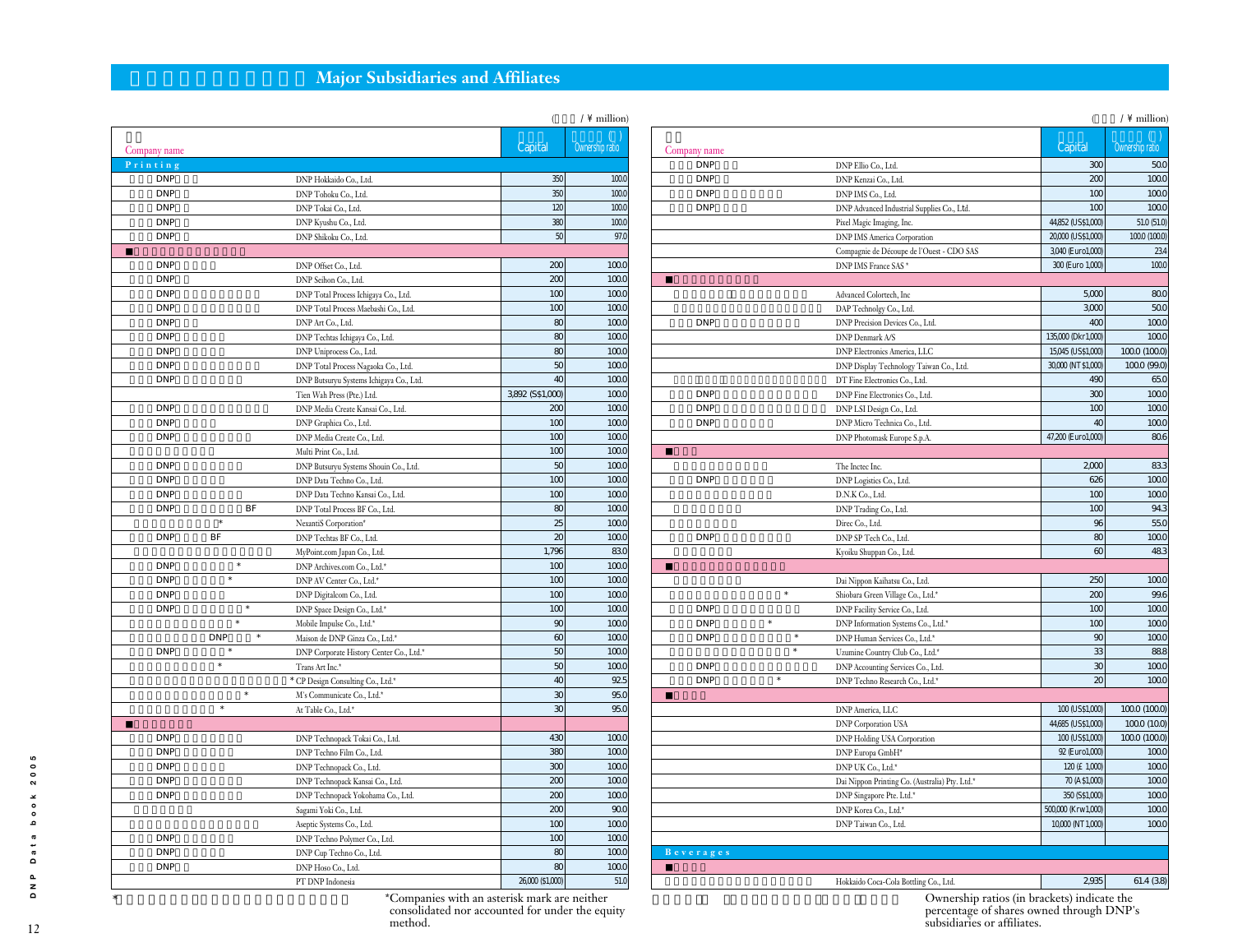# Major Subsidiaries and Affiliates

(¥ million)

| Company name | | Capital | Ownership ratio |
|---|---|---|---|
| **Printing** | | | |
| DNP | DNP Hokkaido Co., Ltd. | 350 | 100.0 |
| DNP | DNP Tohoku Co., Ltd. | 350 | 100.0 |
| DNP | DNP Tokai Co., Ltd. | 120 | 100.0 |
| DNP | DNP Kyushu Co., Ltd. | 380 | 100.0 |
| DNP | DNP Shikoku Co., Ltd. | 50 | 97.0 |
| ■ | | | |
| DNP | DNP Offset Co., Ltd. | 200 | 100.0 |
| DNP | DNP Seihon Co., Ltd. | 200 | 100.0 |
| DNP | DNP Total Process Ichigaya Co., Ltd. | 100 | 100.0 |
| DNP | DNP Total Process Maebashi Co., Ltd. | 100 | 100.0 |
| DNP | DNP Art Co., Ltd. | 80 | 100.0 |
| DNP | DNP Techtas Ichigaya Co., Ltd. | 80 | 100.0 |
| DNP | DNP Uniprocess Co., Ltd. | 80 | 100.0 |
| DNP | DNP Total Process Nagaoka Co., Ltd. | 50 | 100.0 |
| DNP | DNP Butsuryu Systems Ichigaya Co., Ltd. | 40 | 100.0 |
| | Tien Wah Press (Pte.) Ltd. | 3,892 (S$1,000) | 100.0 |
| DNP | DNP Media Create Kansai Co., Ltd. | 200 | 100.0 |
| DNP | DNP Graphica Co., Ltd. | 100 | 100.0 |
| DNP | DNP Media Create Co., Ltd. | 100 | 100.0 |
| | Multi Print Co., Ltd. | 100 | 100.0 |
| DNP | DNP Butsuryu Systems Shouin Co., Ltd. | 50 | 100.0 |
| DNP | DNP Data Techno Co., Ltd. | 100 | 100.0 |
| DNP | DNP Data Techno Kansai Co., Ltd. | 100 | 100.0 |
| DNP BF | DNP Total Process BF Co., Ltd. | 80 | 100.0 |
| * | NexantiS Corporation* | 25 | 100.0 |
| DNP BF | DNP Techtas BF Co., Ltd. | 20 | 100.0 |
| | MyPoint.com Japan Co., Ltd. | 1,796 | 83.0 |
| DNP * | DNP Archives.com Co., Ltd.* | 100 | 100.0 |
| DNP * | DNP AV Center Co., Ltd.* | 100 | 100.0 |
| DNP | DNP Digitalcom Co., Ltd. | 100 | 100.0 |
| DNP * | DNP Space Design Co., Ltd.* | 100 | 100.0 |
| * | Mobile Impulse Co., Ltd.* | 90 | 100.0 |
| DNP * | Maison de DNP Ginza Co., Ltd.* | 60 | 100.0 |
| DNP * | DNP Corporate History Center Co., Ltd.* | 50 | 100.0 |
| * | Trans Art Inc.* | 50 | 100.0 |
| * | CP Design Consulting Co., Ltd.* | 40 | 92.5 |
| * | M's Communicate Co., Ltd.* | 30 | 95.0 |
| * | At Table Co., Ltd.* | 30 | 95.0 |
| ■ | | | |
| DNP | DNP Technopack Tokai Co., Ltd. | 430 | 100.0 |
| DNP | DNP Techno Film Co., Ltd. | 380 | 100.0 |
| DNP | DNP Technopack Co., Ltd. | 300 | 100.0 |
| DNP | DNP Technopack Kansai Co., Ltd. | 200 | 100.0 |
| DNP | DNP Technopack Yokohama Co., Ltd. | 200 | 100.0 |
| | Sagami Yoki Co., Ltd. | 200 | 90.0 |
| | Aseptic Systems Co., Ltd. | 100 | 100.0 |
| DNP | DNP Techno Polymer Co., Ltd. | 100 | 100.0 |
| DNP | DNP Cup Techno Co., Ltd. | 80 | 100.0 |
| DNP | DNP Hoso Co., Ltd. | 80 | 100.0 |
| | PT DNP Indonesia | 26,000 ($1,000) | 51.0 |

*Companies with an asterisk mark are neither consolidated nor accounted for under the equity method.

(¥ million)

| Company name | | Capital | Ownership ratio |
|---|---|---|---|
| DNP | DNP Ellio Co., Ltd. | 300 | 50.0 |
| DNP | DNP Kenzai Co., Ltd. | 200 | 100.0 |
| DNP | DNP IMS Co., Ltd. | 100 | 100.0 |
| DNP | DNP Advanced Industrial Supplies Co., Ltd. | 100 | 100.0 |
| | Pixel Magic Imaging, Inc. | 44,852 (US$1,000) | 51.0 (51.0) |
| | DNP IMS America Corporation | 20,000 (US$1,000) | 100.0 (100.0) |
| | Compagnie de Découpe de l'Ouest - CDO SAS | 3,040 (Euro1,000) | 23.4 |
| | DNP IMS France SAS* | 300 (Euro 1,000) | 100.0 |
| ■ | | | |
| | Advanced Colortech, Inc | 5,000 | 80.0 |
| | DAP Technolgy Co., Ltd. | 3,000 | 50.0 |
| DNP | DNP Precision Devices Co., Ltd. | 400 | 100.0 |
| | DNP Denmark A/S | 135,000 (Dkr1,000) | 100.0 |
| | DNP Electronics America, LLC | 15,045 (US$1,000) | 100.0 (100.0) |
| | DNP Display Technology Taiwan Co., Ltd. | 30,000 (NT $1,000) | 100.0 (99.0) |
| | DT Fine Electronics Co., Ltd. | 490 | 65.0 |
| DNP | DNP Fine Electronics Co., Ltd. | 300 | 100.0 |
| DNP | DNP LSI Design Co., Ltd. | 100 | 100.0 |
| DNP | DNP Micro Technica Co., Ltd. | 40 | 100.0 |
| | DNP Photomask Europe S.p.A. | 47,200 (Euro1,000) | 80.6 |
| ■ | | | |
| | The Inctec Inc. | 2,000 | 83.3 |
| DNP | DNP Logistics Co., Ltd. | 626 | 100.0 |
| | D.N.K Co., Ltd. | 100 | 100.0 |
| | DNP Trading Co., Ltd. | 100 | 94.3 |
| | Direc Co., Ltd. | 96 | 55.0 |
| DNP | DNP SP Tech Co., Ltd. | 80 | 100.0 |
| | Kyoiku Shuppan Co., Ltd. | 60 | 48.3 |
| ■ | | | |
| | Dai Nippon Kaihatsu Co., Ltd. | 250 | 100.0 |
| * | Shiobara Green Village Co., Ltd.* | 200 | 99.6 |
| DNP | DNP Facility Service Co., Ltd. | 100 | 100.0 |
| DNP * | DNP Information Systems Co., Ltd.* | 100 | 100.0 |
| DNP * | DNP Human Services Co., Ltd.* | 90 | 100.0 |
| * | Uzumine Country Club Co., Ltd.* | 33 | 88.8 |
| DNP | DNP Accounting Services Co., Ltd. | 30 | 100.0 |
| DNP * | DNP Techno Research Co., Ltd.* | 20 | 100.0 |
| ■ | | | |
| | DNP America, LLC | 100 (US$1,000) | 100.0 (100.0) |
| | DNP Corporation USA | 44,685 (US$1,000) | 100.0 (10.0) |
| | DNP Holding USA Corporation | 100 (US$1,000) | 100.0 (100.0) |
| | DNP Europa GmbH* | 92 (Euro1,000) | 100.0 |
| | DNP UK Co., Ltd.* | 120 (£ 1,000) | 100.0 |
| | Dai Nippon Printing Co. (Australia) Pty. Ltd.* | 70 (A $1,000) | 100.0 |
| | DNP Singapore Pte. Ltd.* | 350 (S$1,000) | 100.0 |
| | DNP Korea Co., Ltd.* | 500,000 (Krw1,000) | 100.0 |
| | DNP Taiwan Co., Ltd. | 10,000 (NT 1,000) | 100.0 |
| **Beverages** | | | |
| ■ | | | |
| | Hokkaido Coca-Cola Bottling Co., Ltd. | 2,935 | 61.4 (3.8) |

Ownership ratios (in brackets) indicate the percentage of shares owned through DNP's subsidiaries or affiliates.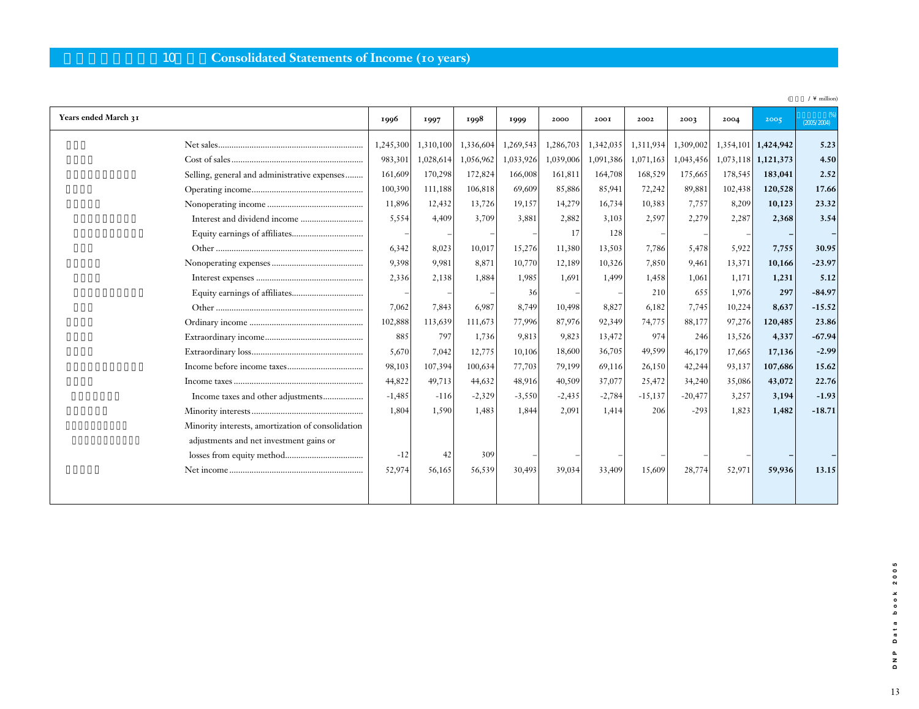## 10　Consolidated Statements of Income (10 years)

(　/ ¥ million)

| Years ended March 31 | | 1996 | 1997 | 1998 | 1999 | 2000 | 2001 | 2002 | 2003 | 2004 | 2005 | (%) (2005/2004) |
|---|---|---|---|---|---|---|---|---|---|---|---|---|
| | Net sales | 1,245,300 | 1,310,100 | 1,336,604 | 1,269,543 | 1,286,703 | 1,342,035 | 1,311,934 | 1,309,002 | 1,354,101 | **1,424,942** | **5.23** |
| | Cost of sales | 983,301 | 1,028,614 | 1,056,962 | 1,033,926 | 1,039,006 | 1,091,386 | 1,071,163 | 1,043,456 | 1,073,118 | **1,121,373** | **4.50** |
| | Selling, general and administrative expenses | 161,609 | 170,298 | 172,824 | 166,008 | 161,811 | 164,708 | 168,529 | 175,665 | 178,545 | **183,041** | **2.52** |
| | Operating income | 100,390 | 111,188 | 106,818 | 69,609 | 85,886 | 85,941 | 72,242 | 89,881 | 102,438 | **120,528** | **17.66** |
| | Nonoperating income | 11,896 | 12,432 | 13,726 | 19,157 | 14,279 | 16,734 | 10,383 | 7,757 | 8,209 | **10,123** | **23.32** |
| | Interest and dividend income | 5,554 | 4,409 | 3,709 | 3,881 | 2,882 | 3,103 | 2,597 | 2,279 | 2,287 | **2,368** | **3.54** |
| | Equity earnings of affiliates | – | – | – | – | 17 | 128 | – | – | – | **–** | **–** |
| | Other | 6,342 | 8,023 | 10,017 | 15,276 | 11,380 | 13,503 | 7,786 | 5,478 | 5,922 | **7,755** | **30.95** |
| | Nonoperating expenses | 9,398 | 9,981 | 8,871 | 10,770 | 12,189 | 10,326 | 7,850 | 9,461 | 13,371 | **10,166** | **-23.97** |
| | Interest expenses | 2,336 | 2,138 | 1,884 | 1,985 | 1,691 | 1,499 | 1,458 | 1,061 | 1,171 | **1,231** | **5.12** |
| | Equity earnings of affiliates | – | – | – | 36 | – | – | 210 | 655 | 1,976 | **297** | **-84.97** |
| | Other | 7,062 | 7,843 | 6,987 | 8,749 | 10,498 | 8,827 | 6,182 | 7,745 | 10,224 | **8,637** | **-15.52** |
| | Ordinary income | 102,888 | 113,639 | 111,673 | 77,996 | 87,976 | 92,349 | 74,775 | 88,177 | 97,276 | **120,485** | **23.86** |
| | Extraordinary income | 885 | 797 | 1,736 | 9,813 | 9,823 | 13,472 | 974 | 246 | 13,526 | **4,337** | **-67.94** |
| | Extraordinary loss | 5,670 | 7,042 | 12,775 | 10,106 | 18,600 | 36,705 | 49,599 | 46,179 | 17,665 | **17,136** | **-2.99** |
| | Income before income taxes | 98,103 | 107,394 | 100,634 | 77,703 | 79,199 | 69,116 | 26,150 | 42,244 | 93,137 | **107,686** | **15.62** |
| | Income taxes | 44,822 | 49,713 | 44,632 | 48,916 | 40,509 | 37,077 | 25,472 | 34,240 | 35,086 | **43,072** | **22.76** |
| | Income taxes and other adjustments | -1,485 | -116 | -2,329 | -3,550 | -2,435 | -2,784 | -15,137 | -20,477 | 3,257 | **3,194** | **-1.93** |
| | Minority interests | 1,804 | 1,590 | 1,483 | 1,844 | 2,091 | 1,414 | 206 | -293 | 1,823 | **1,482** | **-18.71** |
| | Minority interests, amortization of consolidation adjustments and net investment gains or losses from equity method | -12 | 42 | 309 | – | – | – | – | – | – | **–** | **–** |
| | Net income | 52,974 | 56,165 | 56,539 | 30,493 | 39,034 | 33,409 | 15,609 | 28,774 | 52,971 | **59,936** | **13.15** |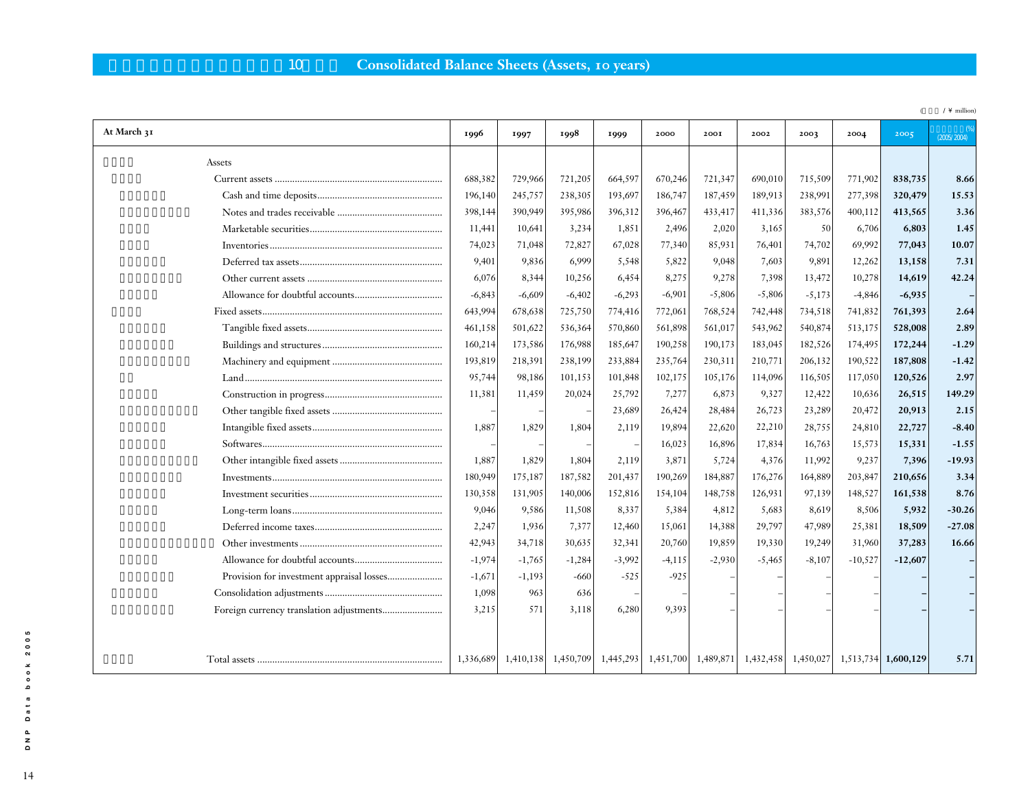## Consolidated Balance Sheets (Assets, 10 years)

(¥ million)

| At March 31 | 1996 | 1997 | 1998 | 1999 | 2000 | 2001 | 2002 | 2003 | 2004 | 2005 | (%) (2005/2004) |
|---|---|---|---|---|---|---|---|---|---|---|---|
| Assets | | | | | | | | | | | |
| Current assets | 688,382 | 729,966 | 721,205 | 664,597 | 670,246 | 721,347 | 690,010 | 715,509 | 771,902 | **838,735** | **8.66** |
| Cash and time deposits | 196,140 | 245,757 | 238,305 | 193,697 | 186,747 | 187,459 | 189,913 | 238,991 | 277,398 | **320,479** | **15.53** |
| Notes and trades receivable | 398,144 | 390,949 | 395,986 | 396,312 | 396,467 | 433,417 | 411,336 | 383,576 | 400,112 | **413,565** | **3.36** |
| Marketable securities | 11,441 | 10,641 | 3,234 | 1,851 | 2,496 | 2,020 | 3,165 | 50 | 6,706 | **6,803** | **1.45** |
| Inventories | 74,023 | 71,048 | 72,827 | 67,028 | 77,340 | 85,931 | 76,401 | 74,702 | 69,992 | **77,043** | **10.07** |
| Deferred tax assets | 9,401 | 9,836 | 6,999 | 5,548 | 5,822 | 9,048 | 7,603 | 9,891 | 12,262 | **13,158** | **7.31** |
| Other current assets | 6,076 | 8,344 | 10,256 | 6,454 | 8,275 | 9,278 | 7,398 | 13,472 | 10,278 | **14,619** | **42.24** |
| Allowance for doubtful accounts | -6,843 | -6,609 | -6,402 | -6,293 | -6,901 | -5,806 | -5,806 | -5,173 | -4,846 | **-6,935** | **–** |
| Fixed assets | 643,994 | 678,638 | 725,750 | 774,416 | 772,061 | 768,524 | 742,448 | 734,518 | 741,832 | **761,393** | **2.64** |
| Tangible fixed assets | 461,158 | 501,622 | 536,364 | 570,860 | 561,898 | 561,017 | 543,962 | 540,874 | 513,175 | **528,008** | **2.89** |
| Buildings and structures | 160,214 | 173,586 | 176,988 | 185,647 | 190,258 | 190,173 | 183,045 | 182,526 | 174,495 | **172,244** | **-1.29** |
| Machinery and equipment | 193,819 | 218,391 | 238,199 | 233,884 | 235,764 | 230,311 | 210,771 | 206,132 | 190,522 | **187,808** | **-1.42** |
| Land | 95,744 | 98,186 | 101,153 | 101,848 | 102,175 | 105,176 | 114,096 | 116,505 | 117,050 | **120,526** | **2.97** |
| Construction in progress | 11,381 | 11,459 | 20,024 | 25,792 | 7,277 | 6,873 | 9,327 | 12,422 | 10,636 | **26,515** | **149.29** |
| Other tangible fixed assets | – | – | – | 23,689 | 26,424 | 28,484 | 26,723 | 23,289 | 20,472 | **20,913** | **2.15** |
| Intangible fixed assets | 1,887 | 1,829 | 1,804 | 2,119 | 19,894 | 22,620 | 22,210 | 28,755 | 24,810 | **22,727** | **-8.40** |
| Softwares | – | – | – | – | 16,023 | 16,896 | 17,834 | 16,763 | 15,573 | **15,331** | **-1.55** |
| Other intangible fixed assets | 1,887 | 1,829 | 1,804 | 2,119 | 3,871 | 5,724 | 4,376 | 11,992 | 9,237 | **7,396** | **-19.93** |
| Investments | 180,949 | 175,187 | 187,582 | 201,437 | 190,269 | 184,887 | 176,276 | 164,889 | 203,847 | **210,656** | **3.34** |
| Investment securities | 130,358 | 131,905 | 140,006 | 152,816 | 154,104 | 148,758 | 126,931 | 97,139 | 148,527 | **161,538** | **8.76** |
| Long-term loans | 9,046 | 9,586 | 11,508 | 8,337 | 5,384 | 4,812 | 5,683 | 8,619 | 8,506 | **5,932** | **-30.26** |
| Deferred income taxes | 2,247 | 1,936 | 7,377 | 12,460 | 15,061 | 14,388 | 29,797 | 47,989 | 25,381 | **18,509** | **-27.08** |
| Other investments | 42,943 | 34,718 | 30,635 | 32,341 | 20,760 | 19,859 | 19,330 | 19,249 | 31,960 | **37,283** | **16.66** |
| Allowance for doubtful accounts | -1,974 | -1,765 | -1,284 | -3,992 | -4,115 | -2,930 | -5,465 | -8,107 | -10,527 | **-12,607** | **–** |
| Provision for investment appraisal losses | -1,671 | -1,193 | -660 | -525 | -925 | – | – | – | – | **–** | **–** |
| Consolidation adjustments | 1,098 | 963 | 636 | – | – | – | – | – | – | **–** | **–** |
| Foreign currency translation adjustments | 3,215 | 571 | 3,118 | 6,280 | 9,393 | – | – | – | – | **–** | **–** |
| Total assets | 1,336,689 | 1,410,138 | 1,450,709 | 1,445,293 | 1,451,700 | 1,489,871 | 1,432,458 | 1,450,027 | 1,513,734 | **1,600,129** | **5.71** |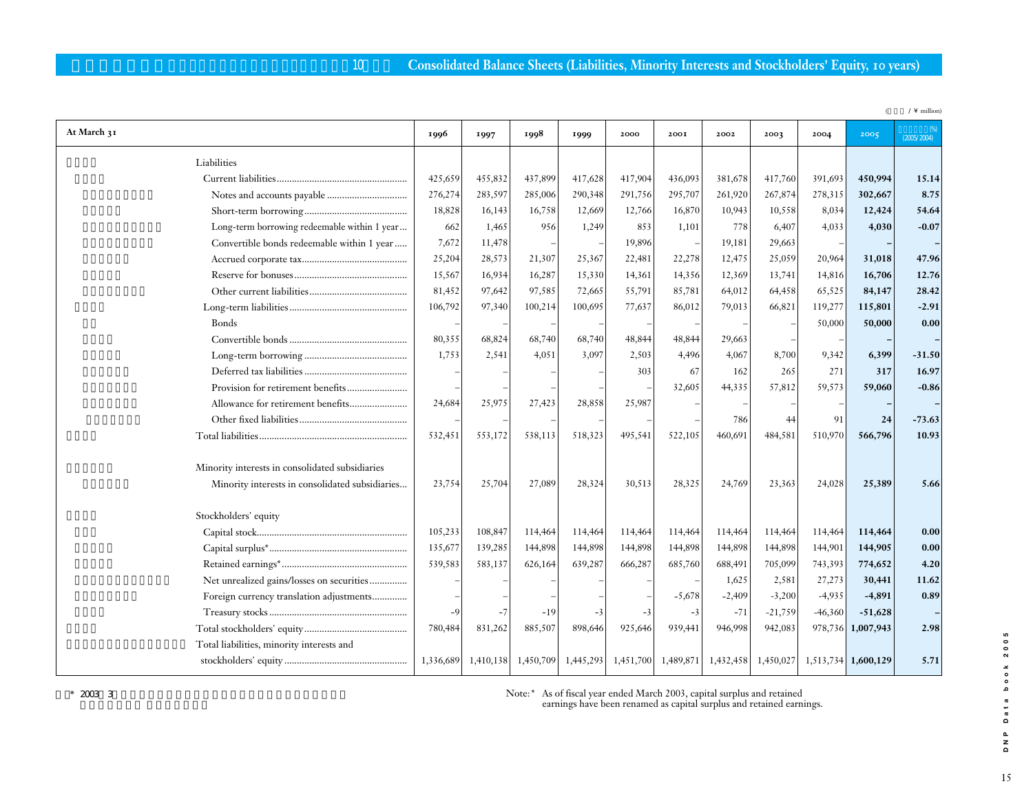## Consolidated Balance Sheets (Liabilities, Minority Interests and Stockholders' Equity, 10 years)

(¥ million)

| At March 31 | 1996 | 1997 | 1998 | 1999 | 2000 | 2001 | 2002 | 2003 | 2004 | 2005 | (%) (2005/2004) |
|---|---|---|---|---|---|---|---|---|---|---|---|
| **Liabilities** | | | | | | | | | | | |
| Current liabilities | 425,659 | 455,832 | 437,899 | 417,628 | 417,904 | 436,093 | 381,678 | 417,760 | 391,693 | **450,994** | **15.14** |
| Notes and accounts payable | 276,274 | 283,597 | 285,006 | 290,348 | 291,756 | 295,707 | 261,920 | 267,874 | 278,315 | **302,667** | **8.75** |
| Short-term borrowing | 18,828 | 16,143 | 16,758 | 12,669 | 12,766 | 16,870 | 10,943 | 10,558 | 8,034 | **12,424** | **54.64** |
| Long-term borrowing redeemable within 1 year | 662 | 1,465 | 956 | 1,249 | 853 | 1,101 | 778 | 6,407 | 4,033 | **4,030** | **-0.07** |
| Convertible bonds redeemable within 1 year | 7,672 | 11,478 | – | – | 19,896 | – | 19,181 | 29,663 | – | **–** | **–** |
| Accrued corporate tax | 25,204 | 28,573 | 21,307 | 25,367 | 22,481 | 22,278 | 12,475 | 25,059 | 20,964 | **31,018** | **47.96** |
| Reserve for bonuses | 15,567 | 16,934 | 16,287 | 15,330 | 14,361 | 14,356 | 12,369 | 13,741 | 14,816 | **16,706** | **12.76** |
| Other current liabilities | 81,452 | 97,642 | 97,585 | 72,665 | 55,791 | 85,781 | 64,012 | 64,458 | 65,525 | **84,147** | **28.42** |
| Long-term liabilities | 106,792 | 97,340 | 100,214 | 100,695 | 77,637 | 86,012 | 79,013 | 66,821 | 119,277 | **115,801** | **-2.91** |
| Bonds | – | – | – | – | – | – | – | – | 50,000 | **50,000** | **0.00** |
| Convertible bonds | 80,355 | 68,824 | 68,740 | 68,740 | 48,844 | 48,844 | 29,663 | – | – | **–** | **–** |
| Long-term borrowing | 1,753 | 2,541 | 4,051 | 3,097 | 2,503 | 4,496 | 4,067 | 8,700 | 9,342 | **6,399** | **-31.50** |
| Deferred tax liabilities | – | – | – | – | 303 | 67 | 162 | 265 | 271 | **317** | **16.97** |
| Provision for retirement benefits | – | – | – | – | – | 32,605 | 44,335 | 57,812 | 59,573 | **59,060** | **-0.86** |
| Allowance for retirement benefits | 24,684 | 25,975 | 27,423 | 28,858 | 25,987 | – | – | – | – | **–** | **–** |
| Other fixed liabilities | – | – | – | – | – | – | 786 | 44 | 91 | **24** | **-73.63** |
| Total liabilities | 532,451 | 553,172 | 538,113 | 518,323 | 495,541 | 522,105 | 460,691 | 484,581 | 510,970 | **566,796** | **10.93** |
| **Minority interests in consolidated subsidiaries** | | | | | | | | | | | |
| Minority interests in consolidated subsidiaries | 23,754 | 25,704 | 27,089 | 28,324 | 30,513 | 28,325 | 24,769 | 23,363 | 24,028 | **25,389** | **5.66** |
| **Stockholders' equity** | | | | | | | | | | | |
| Capital stock | 105,233 | 108,847 | 114,464 | 114,464 | 114,464 | 114,464 | 114,464 | 114,464 | 114,464 | **114,464** | **0.00** |
| Capital surplus* | 135,677 | 139,285 | 144,898 | 144,898 | 144,898 | 144,898 | 144,898 | 144,898 | 144,901 | **144,905** | **0.00** |
| Retained earnings* | 539,583 | 583,137 | 626,164 | 639,287 | 666,287 | 685,760 | 688,491 | 705,099 | 743,393 | **774,652** | **4.20** |
| Net unrealized gains/losses on securities | – | – | – | – | – | – | 1,625 | 2,581 | 27,273 | **30,441** | **11.62** |
| Foreign currency translation adjustments | – | – | – | – | – | -5,678 | -2,409 | -3,200 | -4,935 | **-4,891** | **0.89** |
| Treasury stocks | -9 | -7 | -19 | -3 | -3 | -3 | -71 | -21,759 | -46,360 | **-51,628** | **–** |
| Total stockholders' equity | 780,484 | 831,262 | 885,507 | 898,646 | 925,646 | 939,441 | 946,998 | 942,083 | 978,736 | **1,007,943** | **2.98** |
| Total liabilities, minority interests and stockholders' equity | 1,336,689 | 1,410,138 | 1,450,709 | 1,445,293 | 1,451,700 | 1,489,871 | 1,432,458 | 1,450,027 | 1,513,734 | **1,600,129** | **5.71** |

Note:* As of fiscal year ended March 2003, capital surplus and retained earnings have been renamed as capital surplus and retained earnings.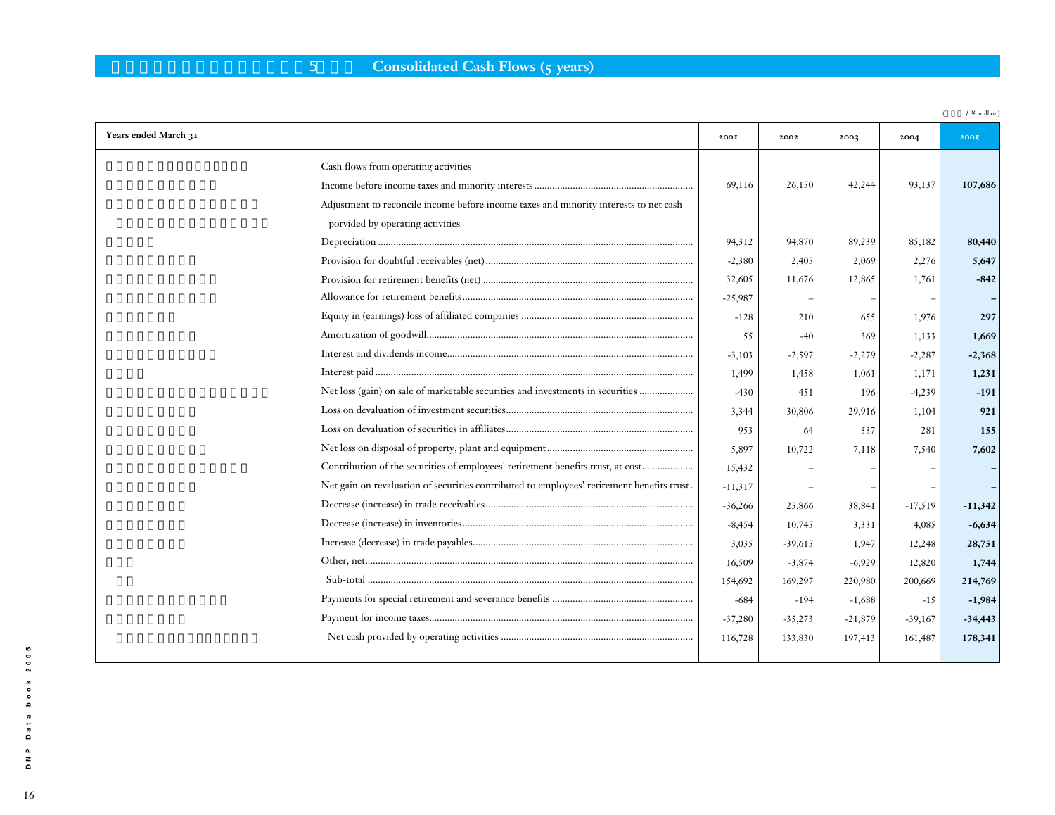## 5 Consolidated Cash Flows (5 years)

(¥ million)

| Years ended March 31 | 2001 | 2002 | 2003 | 2004 | 2005 |
|---|---|---|---|---|---|
| Cash flows from operating activities | | | | | |
| Income before income taxes and minority interests | 69,116 | 26,150 | 42,244 | 93,137 | **107,686** |
| Adjustment to reconcile income before income taxes and minority interests to net cash porvided by operating activities | | | | | |
| Depreciation | 94,312 | 94,870 | 89,239 | 85,182 | **80,440** |
| Provision for doubtful receivables (net) | -2,380 | 2,405 | 2,069 | 2,276 | **5,647** |
| Provision for retirement benefits (net) | 32,605 | 11,676 | 12,865 | 1,761 | **-842** |
| Allowance for retirement benefits | -25,987 | – | – | – | **–** |
| Equity in (earnings) loss of affiliated companies | -128 | 210 | 655 | 1,976 | **297** |
| Amortization of goodwill | 55 | -40 | 369 | 1,133 | **1,669** |
| Interest and dividends income | -3,103 | -2,597 | -2,279 | -2,287 | **-2,368** |
| Interest paid | 1,499 | 1,458 | 1,061 | 1,171 | **1,231** |
| Net loss (gain) on sale of marketable securities and investments in securities | -430 | 451 | 196 | -4,239 | **-191** |
| Loss on devaluation of investment securities | 3,344 | 30,806 | 29,916 | 1,104 | **921** |
| Loss on devaluation of securities in affiliates | 953 | 64 | 337 | 281 | **155** |
| Net loss on disposal of property, plant and equipment | 5,897 | 10,722 | 7,118 | 7,540 | **7,602** |
| Contribution of the securities of employees' retirement benefits trust, at cost | 15,432 | – | – | – | **–** |
| Net gain on revaluation of securities contributed to employees' retirement benefits trust | -11,317 | – | – | – | **–** |
| Decrease (increase) in trade receivables | -36,266 | 25,866 | 38,841 | -17,519 | **-11,342** |
| Decrease (increase) in inventories | -8,454 | 10,745 | 3,331 | 4,085 | **-6,634** |
| Increase (decrease) in trade payables | 3,035 | -39,615 | 1,947 | 12,248 | **28,751** |
| Other, net | 16,509 | -3,874 | -6,929 | 12,820 | **1,744** |
| Sub-total | 154,692 | 169,297 | 220,980 | 200,669 | **214,769** |
| Payments for special retirement and severance benefits | -684 | -194 | -1,688 | -15 | **-1,984** |
| Payment for income taxes | -37,280 | -35,273 | -21,879 | -39,167 | **-34,443** |
| Net cash provided by operating activities | 116,728 | 133,830 | 197,413 | 161,487 | **178,341** |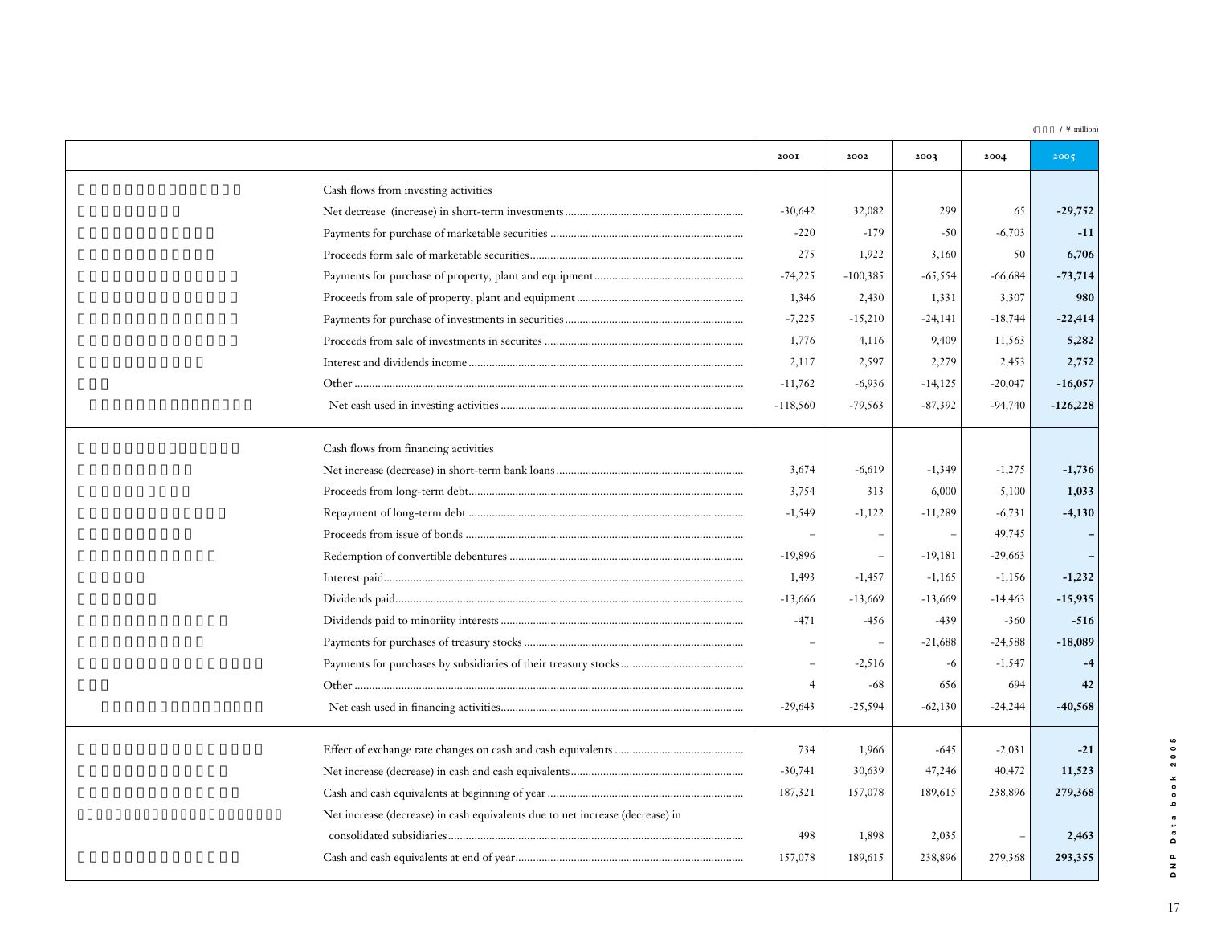(　　　/ ¥ million)

| | 2001 | 2002 | 2003 | 2004 | 2005 |
|---|---|---|---|---|---|
| **Cash flows from investing activities** | | | | | |
| Net decrease (increase) in short-term investments | -30,642 | 32,082 | 299 | 65 | **-29,752** |
| Payments for purchase of marketable securities | -220 | -179 | -50 | -6,703 | **-11** |
| Proceeds form sale of marketable securities | 275 | 1,922 | 3,160 | 50 | **6,706** |
| Payments for purchase of property, plant and equipment | -74,225 | -100,385 | -65,554 | -66,684 | **-73,714** |
| Proceeds from sale of property, plant and equipment | 1,346 | 2,430 | 1,331 | 3,307 | **980** |
| Payments for purchase of investments in securities | -7,225 | -15,210 | -24,141 | -18,744 | **-22,414** |
| Proceeds from sale of investments in securites | 1,776 | 4,116 | 9,409 | 11,563 | **5,282** |
| Interest and dividends income | 2,117 | 2,597 | 2,279 | 2,453 | **2,752** |
| Other | -11,762 | -6,936 | -14,125 | -20,047 | **-16,057** |
| Net cash used in investing activities | -118,560 | -79,563 | -87,392 | -94,740 | **-126,228** |
| **Cash flows from financing activities** | | | | | |
| Net increase (decrease) in short-term bank loans | 3,674 | -6,619 | -1,349 | -1,275 | **-1,736** |
| Proceeds from long-term debt | 3,754 | 313 | 6,000 | 5,100 | **1,033** |
| Repayment of long-term debt | -1,549 | -1,122 | -11,289 | -6,731 | **-4,130** |
| Proceeds from issue of bonds | – | – | – | 49,745 | **–** |
| Redemption of convertible debentures | -19,896 | – | -19,181 | -29,663 | **–** |
| Interest paid | 1,493 | -1,457 | -1,165 | -1,156 | **-1,232** |
| Dividends paid | -13,666 | -13,669 | -13,669 | -14,463 | **-15,935** |
| Dividends paid to minoriity interests | -471 | -456 | -439 | -360 | **-516** |
| Payments for purchases of treasury stocks | – | – | -21,688 | -24,588 | **-18,089** |
| Payments for purchases by subsidiaries of their treasury stocks | – | -2,516 | -6 | -1,547 | **-4** |
| Other | 4 | -68 | 656 | 694 | **42** |
| Net cash used in financing activities | -29,643 | -25,594 | -62,130 | -24,244 | **-40,568** |
| Effect of exchange rate changes on cash and cash equivalents | 734 | 1,966 | -645 | -2,031 | **-21** |
| Net increase (decrease) in cash and cash equivalents | -30,741 | 30,639 | 47,246 | 40,472 | **11,523** |
| Cash and cash equivalents at beginning of year | 187,321 | 157,078 | 189,615 | 238,896 | **279,368** |
| Net increase (decrease) in cash equivalents due to net increase (decrease) in consolidated subsidiaries | 498 | 1,898 | 2,035 | – | **2,463** |
| Cash and cash equivalents at end of year | 157,078 | 189,615 | 238,896 | 279,368 | **293,355** |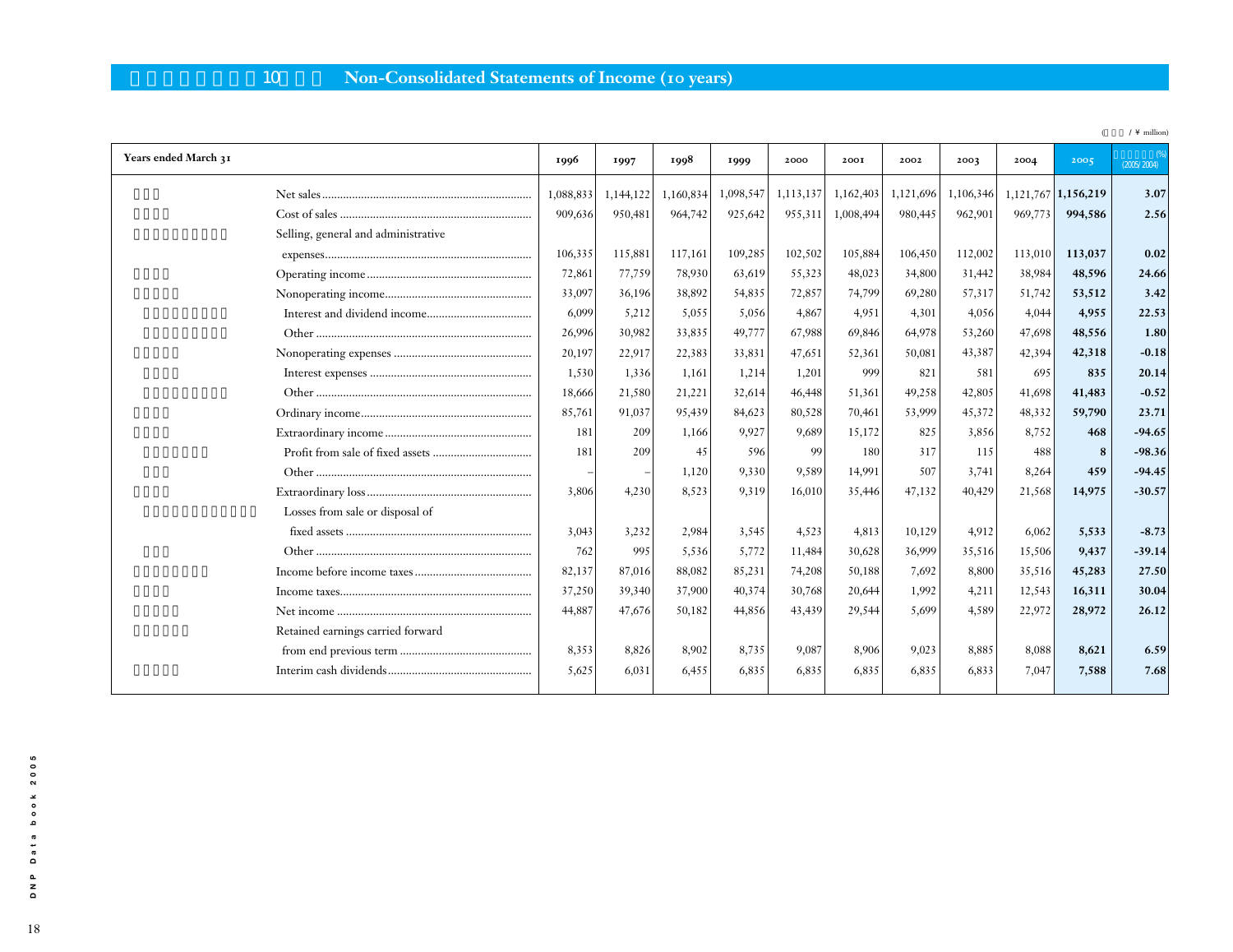# 10 Non-Consolidated Statements of Income (10 years)

(¥ million)

| Years ended March 31 | 1996 | 1997 | 1998 | 1999 | 2000 | 2001 | 2002 | 2003 | 2004 | 2005 | (%) (2005/2004) |
|---|---|---|---|---|---|---|---|---|---|---|---|
| Net sales | 1,088,833 | 1,144,122 | 1,160,834 | 1,098,547 | 1,113,137 | 1,162,403 | 1,121,696 | 1,106,346 | 1,121,767 | **1,156,219** | **3.07** |
| Cost of sales | 909,636 | 950,481 | 964,742 | 925,642 | 955,311 | 1,008,494 | 980,445 | 962,901 | 969,773 | **994,586** | **2.56** |
| Selling, general and administrative expenses | 106,335 | 115,881 | 117,161 | 109,285 | 102,502 | 105,884 | 106,450 | 112,002 | 113,010 | **113,037** | **0.02** |
| Operating income | 72,861 | 77,759 | 78,930 | 63,619 | 55,323 | 48,023 | 34,800 | 31,442 | 38,984 | **48,596** | **24.66** |
| Nonoperating income | 33,097 | 36,196 | 38,892 | 54,835 | 72,857 | 74,799 | 69,280 | 57,317 | 51,742 | **53,512** | **3.42** |
| Interest and dividend income | 6,099 | 5,212 | 5,055 | 5,056 | 4,867 | 4,951 | 4,301 | 4,056 | 4,044 | **4,955** | **22.53** |
| Other | 26,996 | 30,982 | 33,835 | 49,777 | 67,988 | 69,846 | 64,978 | 53,260 | 47,698 | **48,556** | **1.80** |
| Nonoperating expenses | 20,197 | 22,917 | 22,383 | 33,831 | 47,651 | 52,361 | 50,081 | 43,387 | 42,394 | **42,318** | **-0.18** |
| Interest expenses | 1,530 | 1,336 | 1,161 | 1,214 | 1,201 | 999 | 821 | 581 | 695 | **835** | **20.14** |
| Other | 18,666 | 21,580 | 21,221 | 32,614 | 46,448 | 51,361 | 49,258 | 42,805 | 41,698 | **41,483** | **-0.52** |
| Ordinary income | 85,761 | 91,037 | 95,439 | 84,623 | 80,528 | 70,461 | 53,999 | 45,372 | 48,332 | **59,790** | **23.71** |
| Extraordinary income | 181 | 209 | 1,166 | 9,927 | 9,689 | 15,172 | 825 | 3,856 | 8,752 | **468** | **-94.65** |
| Profit from sale of fixed assets | 181 | 209 | 45 | 596 | 99 | 180 | 317 | 115 | 488 | **8** | **-98.36** |
| Other | – | – | 1,120 | 9,330 | 9,589 | 14,991 | 507 | 3,741 | 8,264 | **459** | **-94.45** |
| Extraordinary loss | 3,806 | 4,230 | 8,523 | 9,319 | 16,010 | 35,446 | 47,132 | 40,429 | 21,568 | **14,975** | **-30.57** |
| Losses from sale or disposal of fixed assets | 3,043 | 3,232 | 2,984 | 3,545 | 4,523 | 4,813 | 10,129 | 4,912 | 6,062 | **5,533** | **-8.73** |
| Other | 762 | 995 | 5,536 | 5,772 | 11,484 | 30,628 | 36,999 | 35,516 | 15,506 | **9,437** | **-39.14** |
| Income before income taxes | 82,137 | 87,016 | 88,082 | 85,231 | 74,208 | 50,188 | 7,692 | 8,800 | 35,516 | **45,283** | **27.50** |
| Income taxes | 37,250 | 39,340 | 37,900 | 40,374 | 30,768 | 20,644 | 1,992 | 4,211 | 12,543 | **16,311** | **30.04** |
| Net income | 44,887 | 47,676 | 50,182 | 44,856 | 43,439 | 29,544 | 5,699 | 4,589 | 22,972 | **28,972** | **26.12** |
| Retained earnings carried forward from end previous term | 8,353 | 8,826 | 8,902 | 8,735 | 9,087 | 8,906 | 9,023 | 8,885 | 8,088 | **8,621** | **6.59** |
| Interim cash dividends | 5,625 | 6,031 | 6,455 | 6,835 | 6,835 | 6,835 | 6,835 | 6,833 | 7,047 | **7,588** | **7.68** |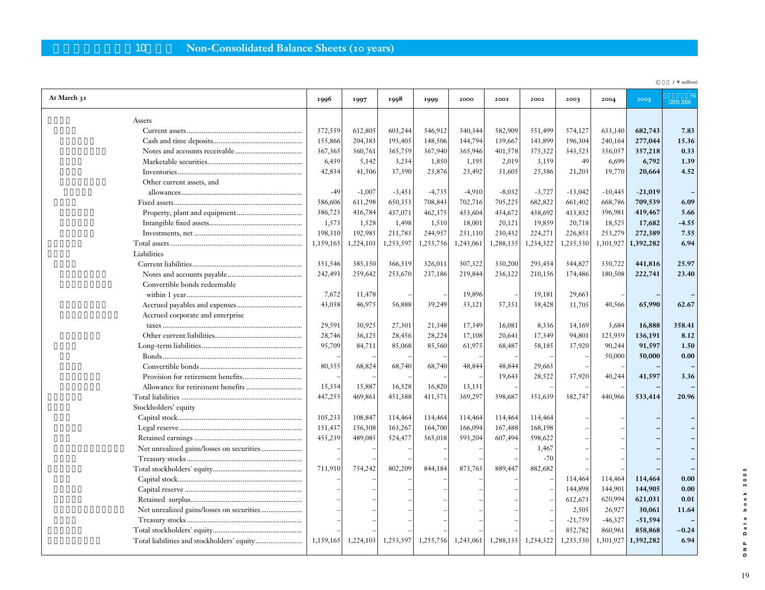## 10 Non-Consolidated Balance Sheets (10 years)

(¥ million)

| At March 31 | 1996 | 1997 | 1998 | 1999 | 2000 | 2001 | 2002 | 2003 | 2004 | 2005 | (%) (2005/2004) |
|---|---|---|---|---|---|---|---|---|---|---|---|
| **Assets** | | | | | | | | | | | |
| Current assets | 572,559 | 612,805 | 603,244 | 546,912 | 540,344 | 582,909 | 551,499 | 574,127 | 633,140 | **682,743** | **7.83** |
| Cash and time deposits | 155,866 | 204,383 | 193,405 | 148,506 | 144,794 | 139,667 | 143,899 | 196,304 | 240,164 | **277,044** | **15.36** |
| Notes and accounts receivable | 367,365 | 360,761 | 365,759 | 367,940 | 365,946 | 401,578 | 375,322 | 343,523 | 356,057 | **357,218** | **0.33** |
| Marketable securities | 6,439 | 5,142 | 3,234 | 1,850 | 1,195 | 2,019 | 3,159 | 49 | 6,699 | **6,792** | **1.39** |
| Inventories | 42,834 | 41,506 | 37,390 | 23,876 | 23,492 | 31,605 | 25,386 | 21,203 | 19,770 | **20,664** | **4.52** |
| Other current assets, and allowances | -49 | -1,007 | -3,451 | -4,735 | -4,910 | -8,032 | -3,727 | -13,042 | -10,445 | **-21,019** | **–** |
| Fixed assets | 586,606 | 611,298 | 650,353 | 708,843 | 702,716 | 705,225 | 682,822 | 661,402 | 668,786 | **709,539** | **6.09** |
| Property, plant and equipment | 386,723 | 416,784 | 437,071 | 462,375 | 453,604 | 454,672 | 438,692 | 413,832 | 396,981 | **419,467** | **5.66** |
| Intangible fixed assets | 1,573 | 1,528 | 1,498 | 1,510 | 18,001 | 20,121 | 19,859 | 20,718 | 18,525 | **17,682** | **-4.55** |
| Investments, net | 198,310 | 192,985 | 211,783 | 244,957 | 231,110 | 230,432 | 224,271 | 226,851 | 253,279 | **272,389** | **7.55** |
| Total assets | 1,159,165 | 1,224,103 | 1,253,597 | 1,255,756 | 1,243,061 | 1,288,135 | 1,234,322 | 1,235,530 | 1,301,927 | **1,392,282** | **6.94** |
| **Liabilities** | | | | | | | | | | | |
| Current liabilities | 351,546 | 385,150 | 366,319 | 326,011 | 307,322 | 330,200 | 293,454 | 344,827 | 350,722 | **441,816** | **25.97** |
| Notes and accounts payable | 242,493 | 259,642 | 253,670 | 237,186 | 219,844 | 236,122 | 210,156 | 174,486 | 180,508 | **222,741** | **23.40** |
| Convertible bonds redeemable within 1 year | 7,672 | 11,478 | – | – | 19,896 | – | 19,181 | 29,663 | – | **–** | **–** |
| Accrued payables and expenses | 43,038 | 46,975 | 56,888 | 39,249 | 33,121 | 57,351 | 38,428 | 31,705 | 40,566 | **65,990** | **62.67** |
| Accrued corporate and enterprise taxes | 29,591 | 30,925 | 27,301 | 21,348 | 17,349 | 16,081 | 8,336 | 14,169 | 3,684 | **16,888** | **358.41** |
| Other current liabilities | 28,746 | 36,125 | 28,456 | 28,224 | 17,108 | 20,641 | 17,349 | 94,801 | 125,959 | **136,191** | **8.12** |
| Long-term liabilities | 95,709 | 84,711 | 85,068 | 85,560 | 61,975 | 68,487 | 58,185 | 37,920 | 90,244 | **91,597** | **1.50** |
| Bonds | – | – | – | – | – | – | – | – | 50,000 | **50,000** | **0.00** |
| Convertible bonds | 80,355 | 68,824 | 68,740 | 68,740 | 48,844 | 48,844 | 29,663 | – | – | **–** | **–** |
| Provision for retirement benefits | – | – | – | – | – | 19,643 | 28,522 | 37,920 | 40,244 | **41,597** | **3.36** |
| Allowance for retirement benefits | 15,354 | 15,887 | 16,328 | 16,820 | 13,131 | – | – | – | – | **–** | **–** |
| Total liabilities | 447,255 | 469,861 | 451,388 | 411,571 | 369,297 | 398,687 | 351,639 | 382,747 | 440,966 | **533,414** | **20.96** |
| **Stockholders' equity** | | | | | | | | | | | |
| Capital stock | 105,233 | 108,847 | 114,464 | 114,464 | 114,464 | 114,464 | 114,464 | – | – | **–** | **–** |
| Legal reserve | 151,437 | 156,308 | 163,267 | 164,700 | 166,094 | 167,488 | 168,198 | – | – | **–** | **–** |
| Retained earnings | 455,239 | 489,085 | 524,477 | 565,018 | 593,204 | 607,494 | 598,622 | – | – | **–** | **–** |
| Net unrealized gains/losses on securities | – | – | – | – | – | – | 1,467 | – | – | **–** | **–** |
| Treasury stocks | – | – | – | – | – | – | -70 | – | – | **–** | **–** |
| Total stockholders' equity | 711,910 | 754,242 | 802,209 | 844,184 | 873,763 | 889,447 | 882,682 | – | – | **–** | **–** |
| Capital stock | – | – | – | – | – | – | – | 114,464 | 114,464 | **114,464** | **0.00** |
| Capital reserve | – | – | – | – | – | – | – | 144,898 | 144,901 | **144,905** | **0.00** |
| Retained surplus | – | – | – | – | – | – | – | 612,673 | 620,994 | **621,031** | **0.01** |
| Net unrealized gains/losses on securities | – | – | – | – | – | – | – | 2,505 | 26,927 | **30,061** | **11.64** |
| Treasury stocks | – | – | – | – | – | – | – | -21,759 | -46,327 | **-51,594** | **–** |
| Total stockholders' equity | – | – | – | – | – | – | – | 852,782 | 860,961 | **858,868** | **–0.24** |
| Total liabilities and stockholders' equity | 1,159,165 | 1,224,103 | 1,253,597 | 1,255,756 | 1,243,061 | 1,288,135 | 1,234,322 | 1,235,530 | 1,301,927 | **1,392,282** | **6.94** |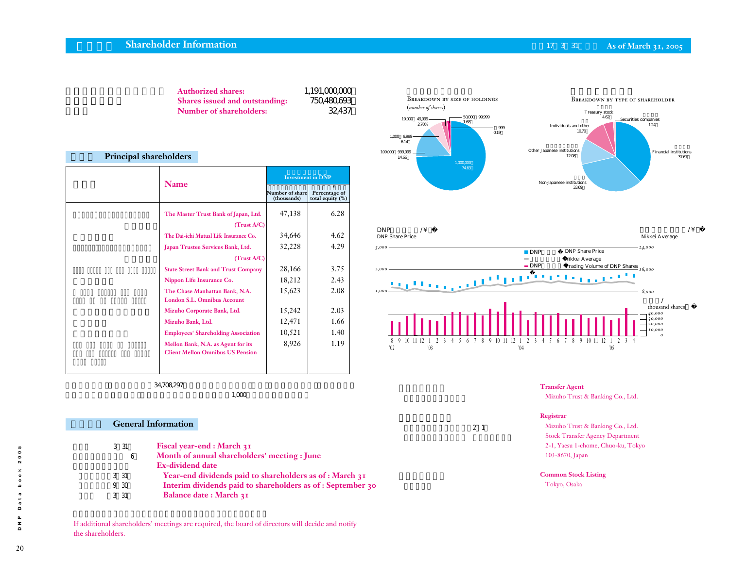# Shareholder Information

As of March 31, 2005

| | |
|---|---|
| Authorized shares: | 1,191,000,000 |
| Shares issued and outstanding: | 750,480,693 |
| Number of shareholders: | 32,437 |

## Principal shareholders

| Name | Investment in DNP: Number of share (thousands) | Investment in DNP: Percentage of total equity (%) |
|---|---|---|
| The Master Trust Bank of Japan, Ltd. (Trust A/C) | 47,138 | 6.28 |
| The Dai-ichi Mutual Life Insurance Co. | 34,646 | 4.62 |
| Japan Trustee Services Bank, Ltd. (Trust A/C) | 32,228 | 4.29 |
| State Street Bank and Trust Company | 28,166 | 3.75 |
| Nippon Life Insurance Co. | 18,212 | 2.43 |
| The Chase Manhattan Bank, N.A. London S.L. Omnibus Account | 15,623 | 2.08 |
| Mizuho Corporate Bank, Ltd. | 15,242 | 2.03 |
| Mizuho Bank, Ltd. | 12,471 | 1.66 |
| Employees' Shareholding Association | 10,521 | 1.40 |
| Mellon Bank, N.A. as Agent for its Client Mellon Omnibus US Pension | 8,926 | 1.19 |

34,708,297 1,000

## Breakdown by size of holdings

(*number of shares*)

- 1,000,000– : 74.63%
- 100,000–999,999: 14.66%
- 10,000–49,999: 2.70%
- 1,000–9,999: 6.14%
- 50,000–99,999: 1.68%
- –999: 0.19%

## Breakdown by type of shareholder

- Financial institutions: 37.67%
- Non-Japanese institutions: 33.69%
- Other Japanese institutions: 12.08%
- Individuals and other: 10.70%
- Treasury stock: 4.62%
- Securities companies: 1.24%

## DNP Share Price / Nikkei Average

DNP Share Price (¥) / Nikkei Average (¥)

- DNP Share Price
- Nikkei Average
- Trading Volume of DNP Shares (thousand shares)

## General Information

- Fiscal year-end : March 31
- Month of annual shareholders' meeting : June
- Ex-dividend date
  - Year-end dividends paid to shareholders as of : March 31
  - Interim dividends paid to shareholders as of : September 30
- Balance date : March 31

If additional shareholders' meetings are required, the board of directors will decide and notify the shareholders.

**Transfer Agent**
Mizuho Trust & Banking Co., Ltd.

**Registrar**
Mizuho Trust & Banking Co., Ltd.
Stock Transfer Agency Department
2-1, Yaesu 1-chome, Chuo-ku, Tokyo
103-8670, Japan

**Common Stock Listing**
Tokyo, Osaka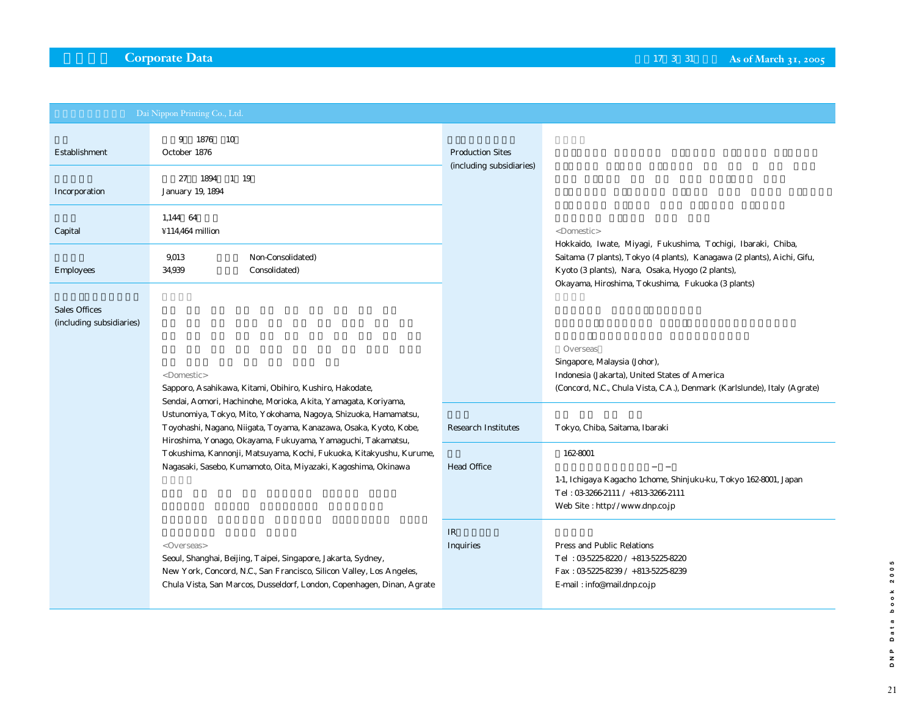# Corporate Data

As of March 31, 2005

## Dai Nippon Printing Co., Ltd.

| | |
|---|---|
| Establishment | 9 1876 10<br>October 1876 |
| Incorporation | 27 1894 1 19<br>January 19, 1894 |
| Capital | 1,144 64<br>¥114,464 million |
| Employees | 9,013 Non-Consolidated)<br>34,939 Consolidated) |
| Sales Offices (including subsidiaries) | <Domestic><br>Sapporo, Asahikawa, Kitami, Obihiro, Kushiro, Hakodate, Sendai, Aomori, Hachinohe, Morioka, Akita, Yamagata, Koriyama, Ustunomiya, Tokyo, Mito, Yokohama, Nagoya, Shizuoka, Hamamatsu, Toyohashi, Nagano, Niigata, Toyama, Kanazawa, Osaka, Kyoto, Kobe, Hiroshima, Yonago, Okayama, Fukuyama, Yamaguchi, Takamatsu, Tokushima, Kannonji, Matsuyama, Kochi, Fukuoka, Kitakyushu, Kurume, Nagasaki, Sasebo, Kumamoto, Oita, Miyazaki, Kagoshima, Okinawa<br><Overseas><br>Seoul, Shanghai, Beijing, Taipei, Singapore, Jakarta, Sydney, New York, Concord, N.C., San Francisco, Silicon Valley, Los Angeles, Chula Vista, San Marcos, Dusseldorf, London, Copenhagen, Dinan, Agrate |
| Production Sites (including subsidiaries) | <Domestic><br>Hokkaido, Iwate, Miyagi, Fukushima, Tochigi, Ibaraki, Chiba, Saitama (7 plants), Tokyo (4 plants), Kanagawa (2 plants), Aichi, Gifu, Kyoto (3 plants), Nara, Osaka, Hyogo (2 plants), Okayama, Hiroshima, Tokushima, Fukuoka (3 plants)<br>Overseas<br>Singapore, Malaysia (Johor), Indonesia (Jakarta), United States of America (Concord, N.C., Chula Vista, C.A.), Denmark (Karlslunde), Italy (Agrate) |
| Research Institutes | Tokyo, Chiba, Saitama, Ibaraki |
| Head Office | 162-8001<br>1-1, Ichigaya Kagacho 1chome, Shinjuku-ku, Tokyo 162-8001, Japan<br>Tel : 03-3266-2111 / +813-3266-2111<br>Web Site : http://www.dnp.co.jp |
| IR Inquiries | Press and Public Relations<br>Tel : 03-5225-8220 / +813-5225-8220<br>Fax : 03-5225-8239 / +813-5225-8239<br>E-mail : info@mail.dnp.co.jp |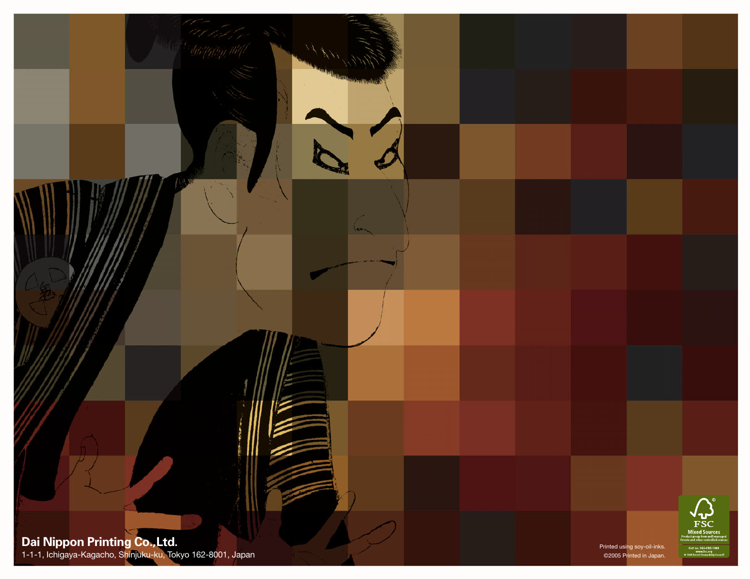**Dai Nippon Printing Co.,Ltd.**

1-1-1, Ichigaya-Kagacho, Shinjuku-ku, Tokyo 162-8001, Japan

Printed using soy-oil-inks.

©2005 Printed in Japan.

FSC

Mixed Sources

Product group from well-managed forests and other controlled sources

Cert no. SGS-COC-1866

www.fsc.org

© 1996 Forest Stewardship Council